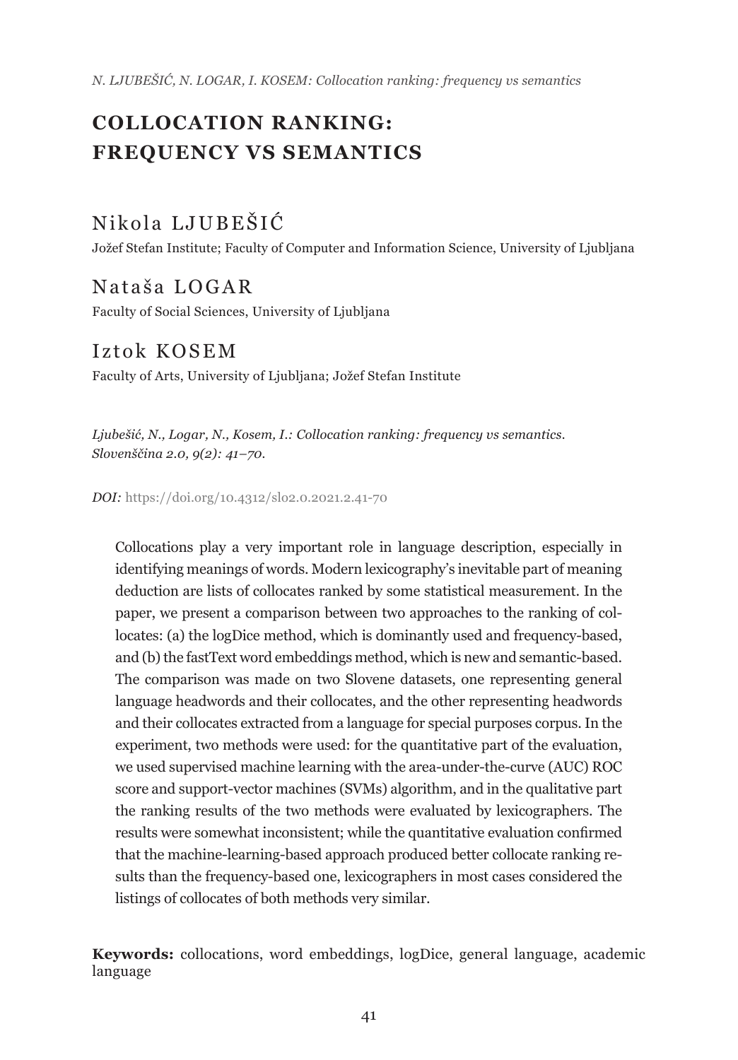# COLLOCATION RANKING: FREQUENCY VS SEMANTICS

## Nikola LJUBEŠIĆ

Jožef Stefan Institute; Faculty of Computer and Information Science, University of Ljubljana

## Nataša LOGAR

Faculty of Social Sciences, University of Ljubljana

## Iztok KOSEM

Faculty of Arts, University of Ljubljana; Jožef Stefan Institute

*Ljubešić, N., Logar, N., Kosem, I.: Collocation ranking: frequency vs semantics. Slovenščina 2.0, 9(2): 41–70.*

*DOI:* https://doi.org/10.4312/slo2.0.2021.2.41-70

Collocations play a very important role in language description, especially in identifying meanings of words. Modern lexicography's inevitable part of meaning deduction are lists of collocates ranked by some statistical measurement. In the paper, we present a comparison between two approaches to the ranking of collocates: (a) the logDice method, which is dominantly used and frequency-based, and (b) the fastText word embeddings method, which is new and semantic-based. The comparison was made on two Slovene datasets, one representing general language headwords and their collocates, and the other representing headwords and their collocates extracted from a language for special purposes corpus. In the experiment, two methods were used: for the quantitative part of the evaluation, we used supervised machine learning with the area-under-the-curve (AUC) ROC score and support-vector machines (SVMs) algorithm, and in the qualitative part the ranking results of the two methods were evaluated by lexicographers. The results were somewhat inconsistent; while the quantitative evaluation confirmed that the machine-learning-based approach produced better collocate ranking results than the frequency-based one, lexicographers in most cases considered the listings of collocates of both methods very similar.

**Keywords:** collocations, word embeddings, logDice, general language, academic language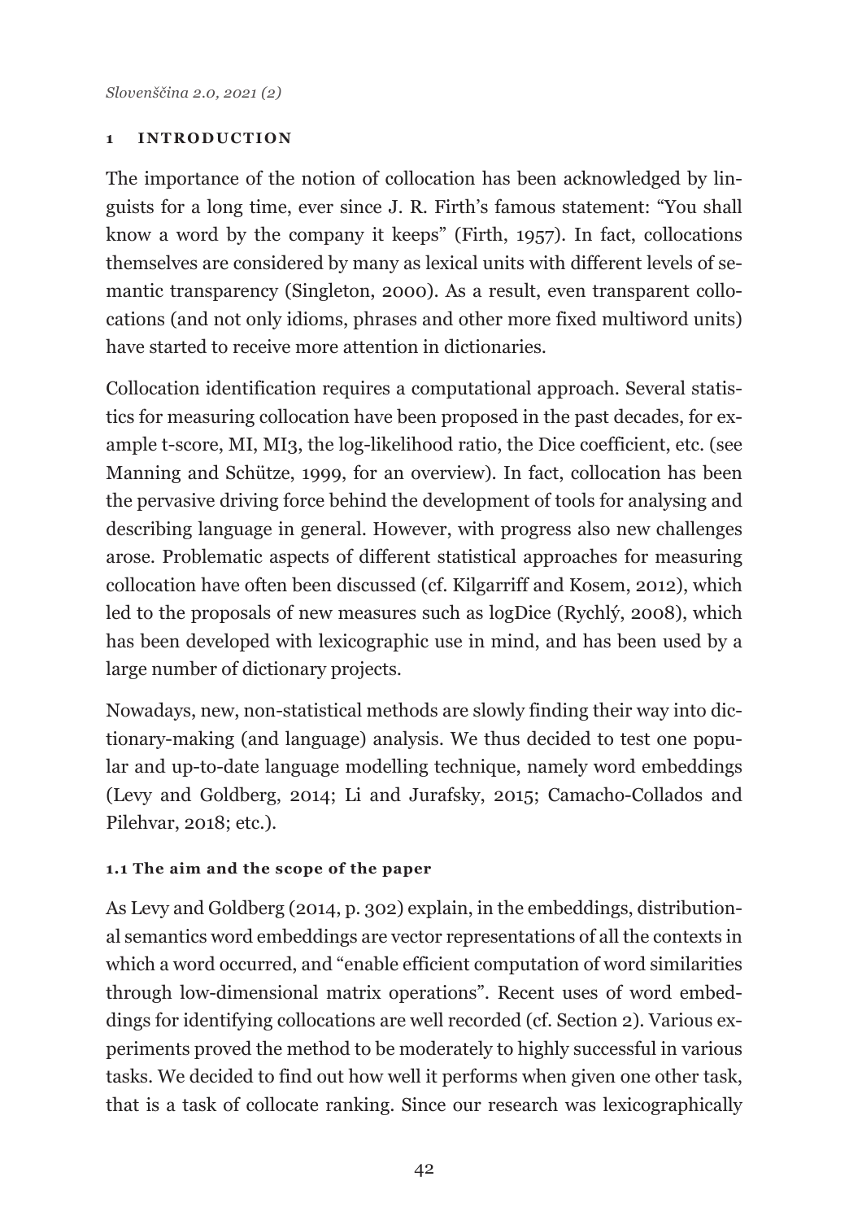## 1 INTRODUCTION

The importance of the notion of collocation has been acknowledged by linguists for a long time, ever since J. R. Firth's famous statement: "You shall know a word by the company it keeps" (Firth, 1957). In fact, collocations themselves are considered by many as lexical units with different levels of semantic transparency (Singleton, 2000). As a result, even transparent collocations (and not only idioms, phrases and other more fixed multiword units) have started to receive more attention in dictionaries.

Collocation identification requires a computational approach. Several statistics for measuring collocation have been proposed in the past decades, for example t-score, MI, MI3, the log-likelihood ratio, the Dice coefficient, etc. (see Manning and Schütze, 1999, for an overview). In fact, collocation has been the pervasive driving force behind the development of tools for analysing and describing language in general. However, with progress also new challenges arose. Problematic aspects of different statistical approaches for measuring collocation have often been discussed (cf. Kilgarriff and Kosem, 2012), which led to the proposals of new measures such as logDice (Rychlý, 2008), which has been developed with lexicographic use in mind, and has been used by a large number of dictionary projects.

Nowadays, new, non-statistical methods are slowly finding their way into dictionary-making (and language) analysis. We thus decided to test one popular and up-to-date language modelling technique, namely word embeddings (Levy and Goldberg, 2014; Li and Jurafsky, 2015; Camacho-Collados and Pilehvar, 2018; etc.).

### 1.1 The aim and the scope of the paper

As Levy and Goldberg (2014, p. 302) explain, in the embeddings, distributional semantics word embeddings are vector representations of all the contexts in which a word occurred, and "enable efficient computation of word similarities through low-dimensional matrix operations". Recent uses of word embeddings for identifying collocations are well recorded (cf. Section 2). Various experiments proved the method to be moderately to highly successful in various tasks. We decided to find out how well it performs when given one other task, that is a task of collocate ranking. Since our research was lexicographically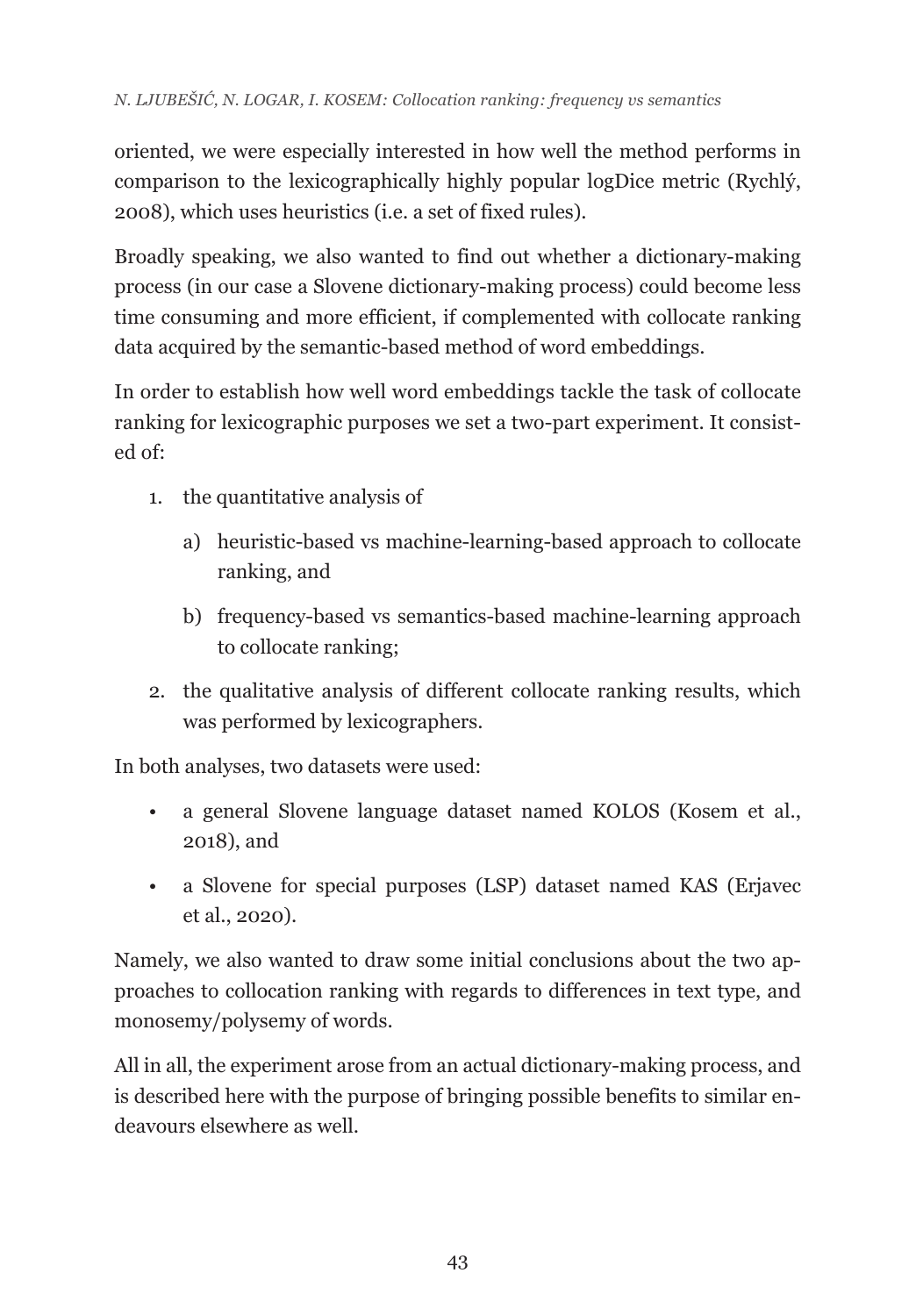oriented, we were especially interested in how well the method performs in comparison to the lexicographically highly popular logDice metric (Rychlý, 2008), which uses heuristics (i.e. a set of fixed rules).

Broadly speaking, we also wanted to find out whether a dictionary-making process (in our case a Slovene dictionary-making process) could become less time consuming and more efficient, if complemented with collocate ranking data acquired by the semantic-based method of word embeddings.

In order to establish how well word embeddings tackle the task of collocate ranking for lexicographic purposes we set a two-part experiment. It consisted of:

1. the quantitative analysis of
   a) heuristic-based vs machine-learning-based approach to collocate ranking, and
   b) frequency-based vs semantics-based machine-learning approach to collocate ranking;
2. the qualitative analysis of different collocate ranking results, which was performed by lexicographers.

In both analyses, two datasets were used:

- a general Slovene language dataset named KOLOS (Kosem et al., 2018), and
- a Slovene for special purposes (LSP) dataset named KAS (Erjavec et al., 2020).

Namely, we also wanted to draw some initial conclusions about the two approaches to collocation ranking with regards to differences in text type, and monosemy/polysemy of words.

All in all, the experiment arose from an actual dictionary-making process, and is described here with the purpose of bringing possible benefits to similar endeavours elsewhere as well.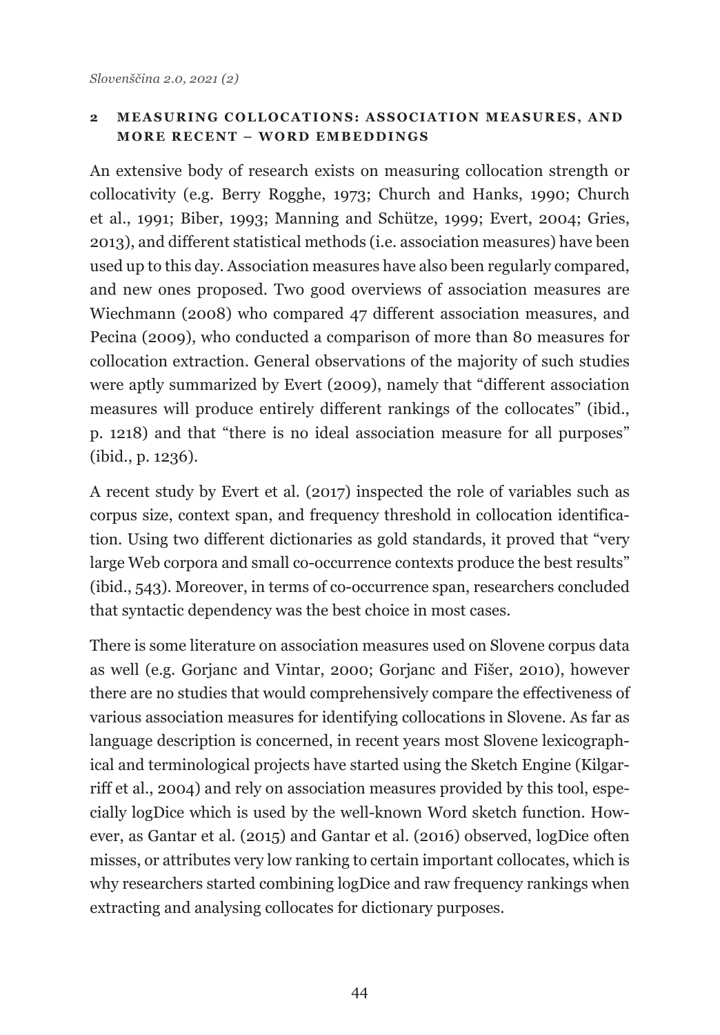## 2 MEASURING COLLOCATIONS: ASSOCIATION MEASURES, AND MORE RECENT – WORD EMBEDDINGS

An extensive body of research exists on measuring collocation strength or collocativity (e.g. Berry Rogghe, 1973; Church and Hanks, 1990; Church et al., 1991; Biber, 1993; Manning and Schütze, 1999; Evert, 2004; Gries, 2013), and different statistical methods (i.e. association measures) have been used up to this day. Association measures have also been regularly compared, and new ones proposed. Two good overviews of association measures are Wiechmann (2008) who compared 47 different association measures, and Pecina (2009), who conducted a comparison of more than 80 measures for collocation extraction. General observations of the majority of such studies were aptly summarized by Evert (2009), namely that "different association measures will produce entirely different rankings of the collocates" (ibid., p. 1218) and that "there is no ideal association measure for all purposes" (ibid., p. 1236).

A recent study by Evert et al. (2017) inspected the role of variables such as corpus size, context span, and frequency threshold in collocation identification. Using two different dictionaries as gold standards, it proved that "very large Web corpora and small co-occurrence contexts produce the best results" (ibid., 543). Moreover, in terms of co-occurrence span, researchers concluded that syntactic dependency was the best choice in most cases.

There is some literature on association measures used on Slovene corpus data as well (e.g. Gorjanc and Vintar, 2000; Gorjanc and Fišer, 2010), however there are no studies that would comprehensively compare the effectiveness of various association measures for identifying collocations in Slovene. As far as language description is concerned, in recent years most Slovene lexicographical and terminological projects have started using the Sketch Engine (Kilgarriff et al., 2004) and rely on association measures provided by this tool, especially logDice which is used by the well-known Word sketch function. However, as Gantar et al. (2015) and Gantar et al. (2016) observed, logDice often misses, or attributes very low ranking to certain important collocates, which is why researchers started combining logDice and raw frequency rankings when extracting and analysing collocates for dictionary purposes.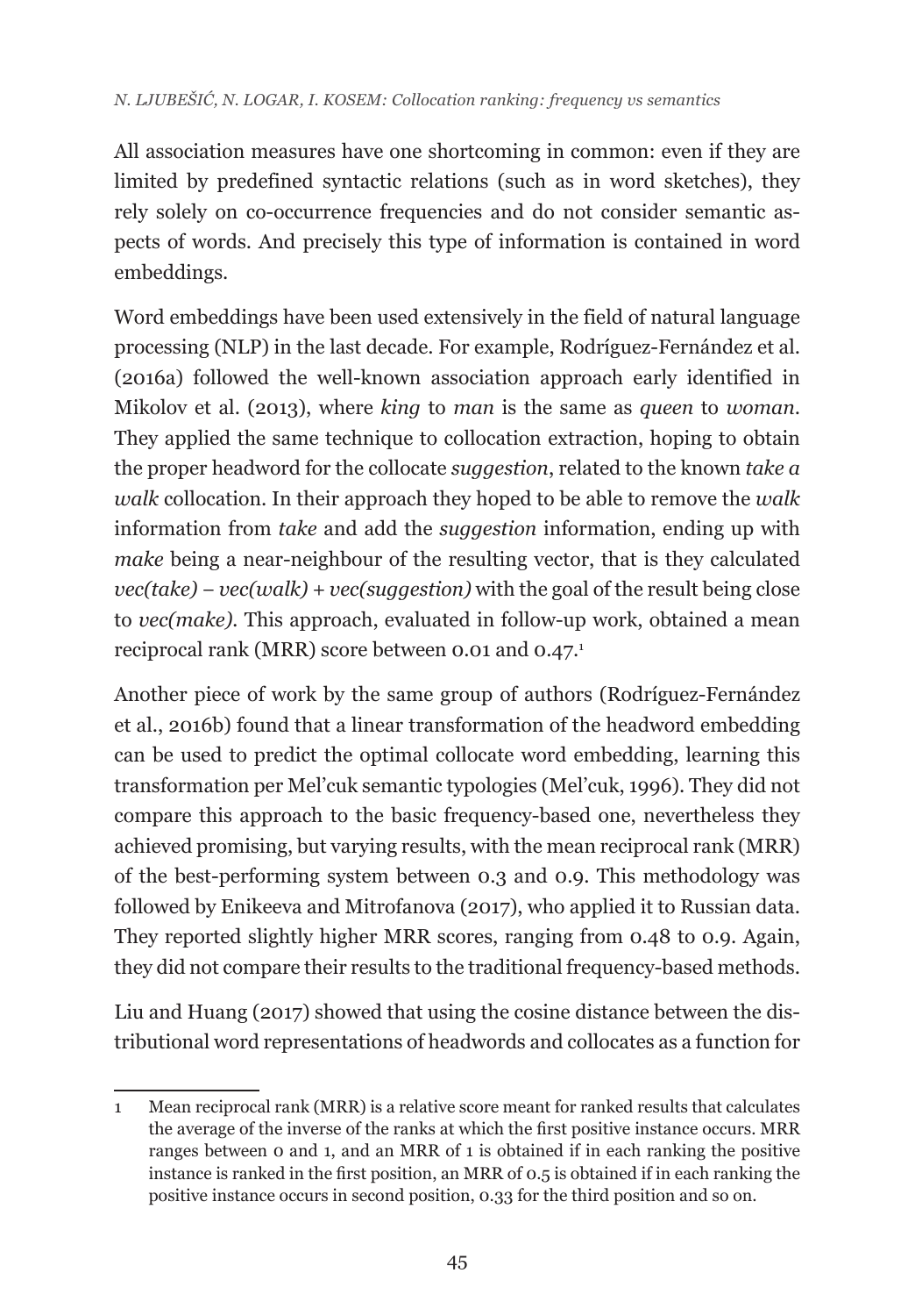All association measures have one shortcoming in common: even if they are limited by predefined syntactic relations (such as in word sketches), they rely solely on co-occurrence frequencies and do not consider semantic aspects of words. And precisely this type of information is contained in word embeddings.

Word embeddings have been used extensively in the field of natural language processing (NLP) in the last decade. For example, Rodríguez-Fernández et al. (2016a) followed the well-known association approach early identified in Mikolov et al. (2013), where *king* to *man* is the same as *queen* to *woman*. They applied the same technique to collocation extraction, hoping to obtain the proper headword for the collocate *suggestion*, related to the known *take a walk* collocation. In their approach they hoped to be able to remove the *walk* information from *take* and add the *suggestion* information, ending up with *make* being a near-neighbour of the resulting vector, that is they calculated *vec(take) – vec(walk) + vec(suggestion)* with the goal of the result being close to *vec(make)*. This approach, evaluated in follow-up work, obtained a mean reciprocal rank (MRR) score between 0.01 and 0.47.[1]

Another piece of work by the same group of authors (Rodríguez-Fernández et al., 2016b) found that a linear transformation of the headword embedding can be used to predict the optimal collocate word embedding, learning this transformation per Mel'cuk semantic typologies (Mel'cuk, 1996). They did not compare this approach to the basic frequency-based one, nevertheless they achieved promising, but varying results, with the mean reciprocal rank (MRR) of the best-performing system between 0.3 and 0.9. This methodology was followed by Enikeeva and Mitrofanova (2017), who applied it to Russian data. They reported slightly higher MRR scores, ranging from 0.48 to 0.9. Again, they did not compare their results to the traditional frequency-based methods.

Liu and Huang (2017) showed that using the cosine distance between the distributional word representations of headwords and collocates as a function for

---

1 Mean reciprocal rank (MRR) is a relative score meant for ranked results that calculates the average of the inverse of the ranks at which the first positive instance occurs. MRR ranges between 0 and 1, and an MRR of 1 is obtained if in each ranking the positive instance is ranked in the first position, an MRR of 0.5 is obtained if in each ranking the positive instance occurs in second position, 0.33 for the third position and so on.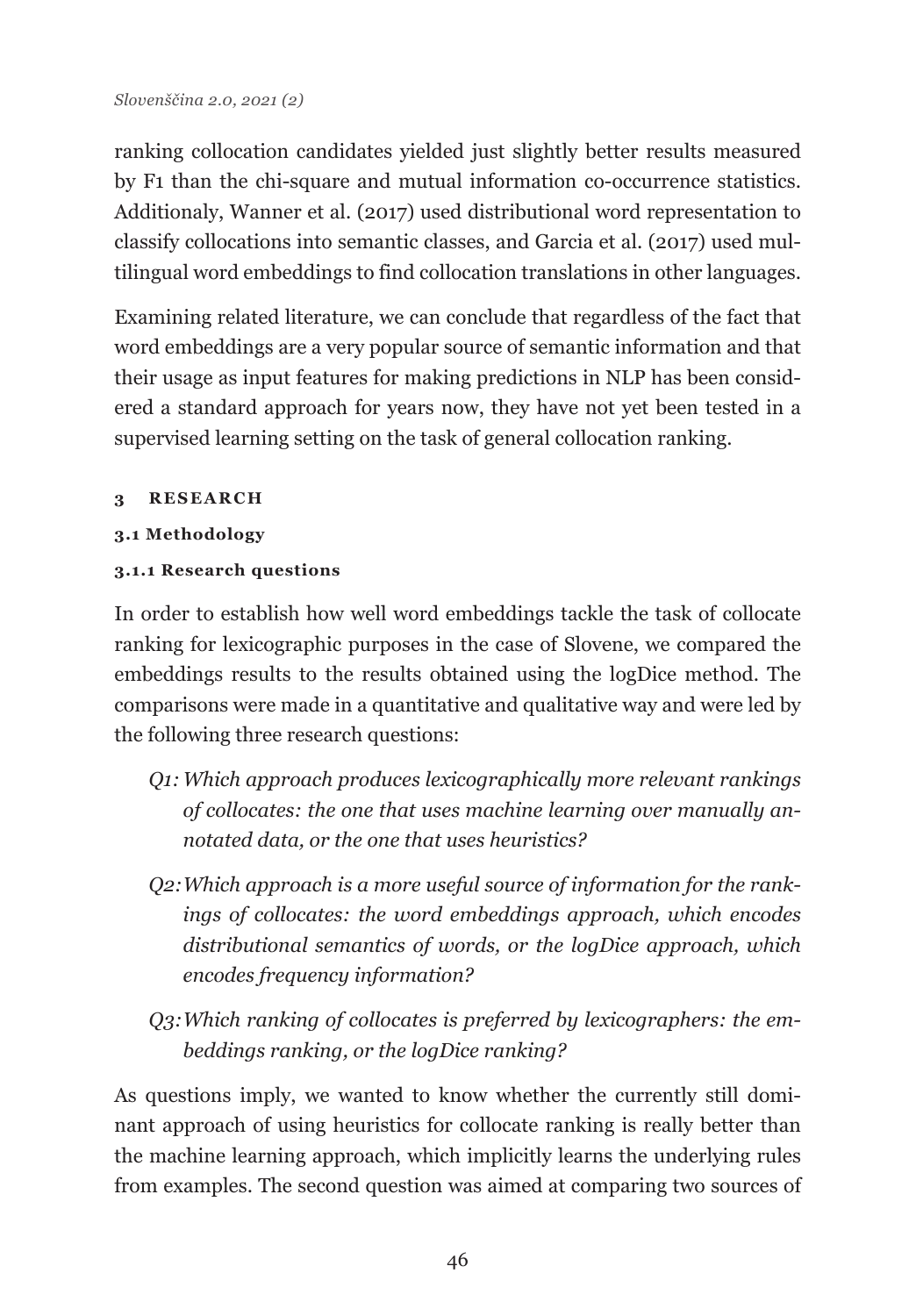ranking collocation candidates yielded just slightly better results measured by F1 than the chi-square and mutual information co-occurrence statistics. Additionaly, Wanner et al. (2017) used distributional word representation to classify collocations into semantic classes, and Garcia et al. (2017) used multilingual word embeddings to find collocation translations in other languages.

Examining related literature, we can conclude that regardless of the fact that word embeddings are a very popular source of semantic information and that their usage as input features for making predictions in NLP has been considered a standard approach for years now, they have not yet been tested in a supervised learning setting on the task of general collocation ranking.

# 3 RESEARCH

## 3.1 Methodology

### 3.1.1 Research questions

In order to establish how well word embeddings tackle the task of collocate ranking for lexicographic purposes in the case of Slovene, we compared the embeddings results to the results obtained using the logDice method. The comparisons were made in a quantitative and qualitative way and were led by the following three research questions:

*Q1: Which approach produces lexicographically more relevant rankings of collocates: the one that uses machine learning over manually annotated data, or the one that uses heuristics?*

*Q2: Which approach is a more useful source of information for the rankings of collocates: the word embeddings approach, which encodes distributional semantics of words, or the logDice approach, which encodes frequency information?*

*Q3: Which ranking of collocates is preferred by lexicographers: the embeddings ranking, or the logDice ranking?*

As questions imply, we wanted to know whether the currently still dominant approach of using heuristics for collocate ranking is really better than the machine learning approach, which implicitly learns the underlying rules from examples. The second question was aimed at comparing two sources of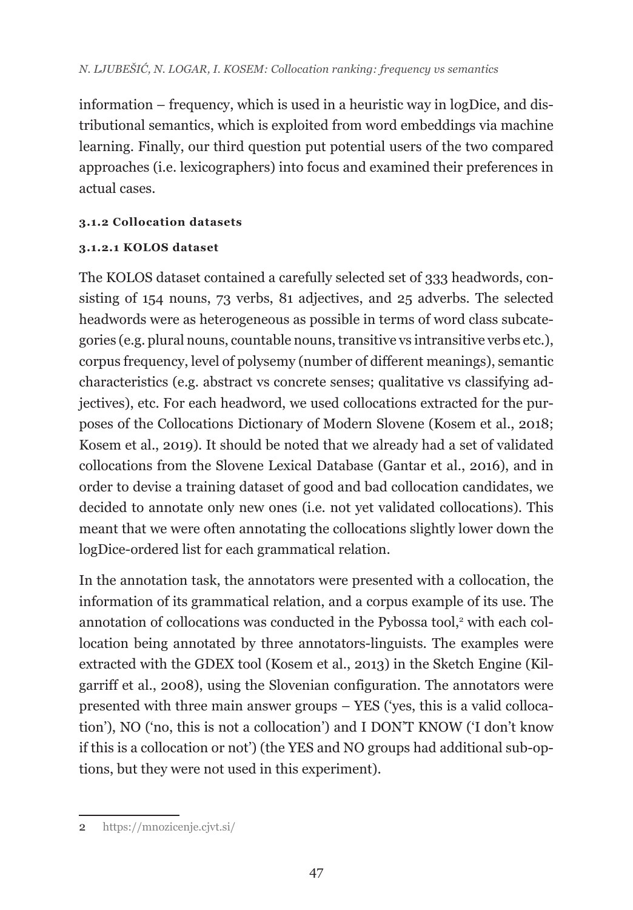information – frequency, which is used in a heuristic way in logDice, and distributional semantics, which is exploited from word embeddings via machine learning. Finally, our third question put potential users of the two compared approaches (i.e. lexicographers) into focus and examined their preferences in actual cases.

#### 3.1.2 Collocation datasets

##### 3.1.2.1 KOLOS dataset

The KOLOS dataset contained a carefully selected set of 333 headwords, consisting of 154 nouns, 73 verbs, 81 adjectives, and 25 adverbs. The selected headwords were as heterogeneous as possible in terms of word class subcategories (e.g. plural nouns, countable nouns, transitive vs intransitive verbs etc.), corpus frequency, level of polysemy (number of different meanings), semantic characteristics (e.g. abstract vs concrete senses; qualitative vs classifying adjectives), etc. For each headword, we used collocations extracted for the purposes of the Collocations Dictionary of Modern Slovene (Kosem et al., 2018; Kosem et al., 2019). It should be noted that we already had a set of validated collocations from the Slovene Lexical Database (Gantar et al., 2016), and in order to devise a training dataset of good and bad collocation candidates, we decided to annotate only new ones (i.e. not yet validated collocations). This meant that we were often annotating the collocations slightly lower down the logDice-ordered list for each grammatical relation.

In the annotation task, the annotators were presented with a collocation, the information of its grammatical relation, and a corpus example of its use. The annotation of collocations was conducted in the Pybossa tool,[2] with each collocation being annotated by three annotators-linguists. The examples were extracted with the GDEX tool (Kosem et al., 2013) in the Sketch Engine (Kilgarriff et al., 2008), using the Slovenian configuration. The annotators were presented with three main answer groups – YES ('yes, this is a valid collocation'), NO ('no, this is not a collocation') and I DON'T KNOW ('I don't know if this is a collocation or not') (the YES and NO groups had additional sub-options, but they were not used in this experiment).

---

2 https://mnozicenje.cjvt.si/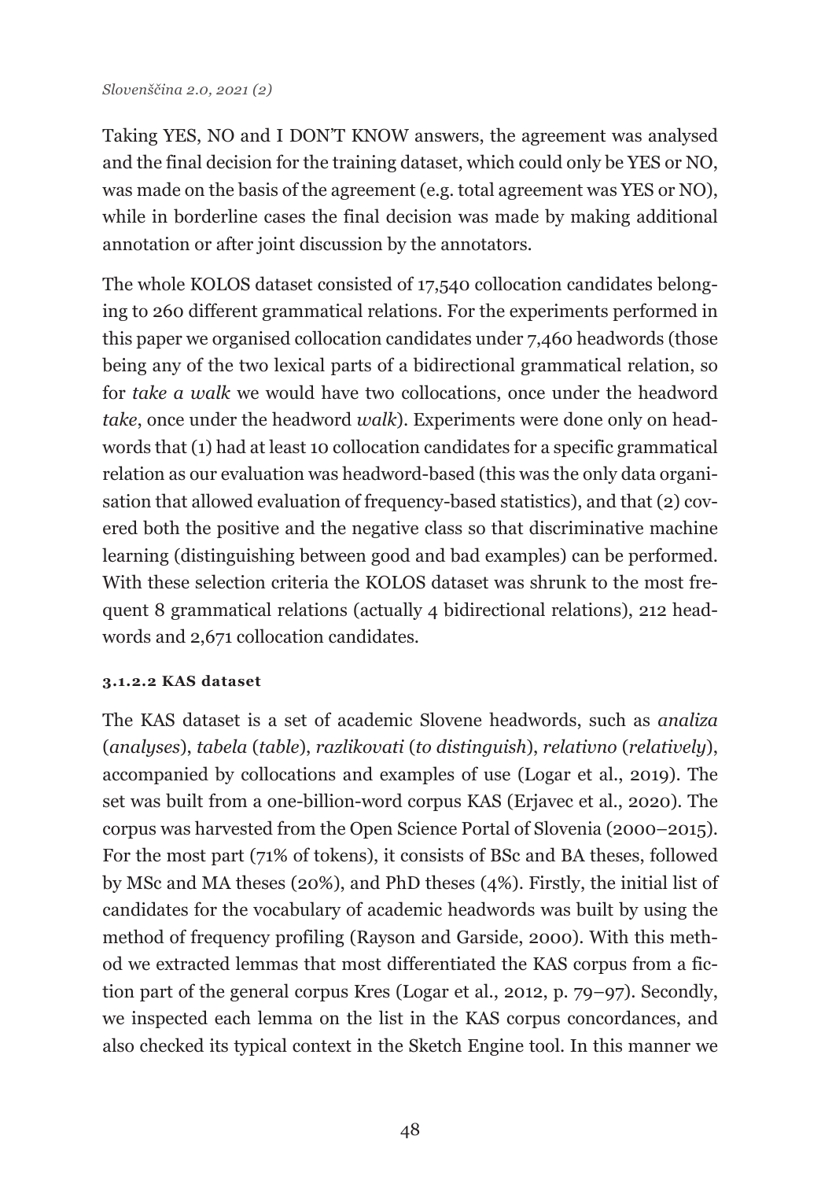Taking YES, NO and I DON'T KNOW answers, the agreement was analysed and the final decision for the training dataset, which could only be YES or NO, was made on the basis of the agreement (e.g. total agreement was YES or NO), while in borderline cases the final decision was made by making additional annotation or after joint discussion by the annotators.

The whole KOLOS dataset consisted of 17,540 collocation candidates belonging to 260 different grammatical relations. For the experiments performed in this paper we organised collocation candidates under 7,460 headwords (those being any of the two lexical parts of a bidirectional grammatical relation, so for *take a walk* we would have two collocations, once under the headword *take*, once under the headword *walk*). Experiments were done only on headwords that (1) had at least 10 collocation candidates for a specific grammatical relation as our evaluation was headword-based (this was the only data organisation that allowed evaluation of frequency-based statistics), and that (2) covered both the positive and the negative class so that discriminative machine learning (distinguishing between good and bad examples) can be performed. With these selection criteria the KOLOS dataset was shrunk to the most frequent 8 grammatical relations (actually 4 bidirectional relations), 212 headwords and 2,671 collocation candidates.

#### 3.1.2.2 KAS dataset

The KAS dataset is a set of academic Slovene headwords, such as *analiza* (*analyses*), *tabela* (*table*), *razlikovati* (*to distinguish*), *relativno* (*relatively*), accompanied by collocations and examples of use (Logar et al., 2019). The set was built from a one-billion-word corpus KAS (Erjavec et al., 2020). The corpus was harvested from the Open Science Portal of Slovenia (2000–2015). For the most part (71% of tokens), it consists of BSc and BA theses, followed by MSc and MA theses (20%), and PhD theses (4%). Firstly, the initial list of candidates for the vocabulary of academic headwords was built by using the method of frequency profiling (Rayson and Garside, 2000). With this method we extracted lemmas that most differentiated the KAS corpus from a fiction part of the general corpus Kres (Logar et al., 2012, p. 79–97). Secondly, we inspected each lemma on the list in the KAS corpus concordances, and also checked its typical context in the Sketch Engine tool. In this manner we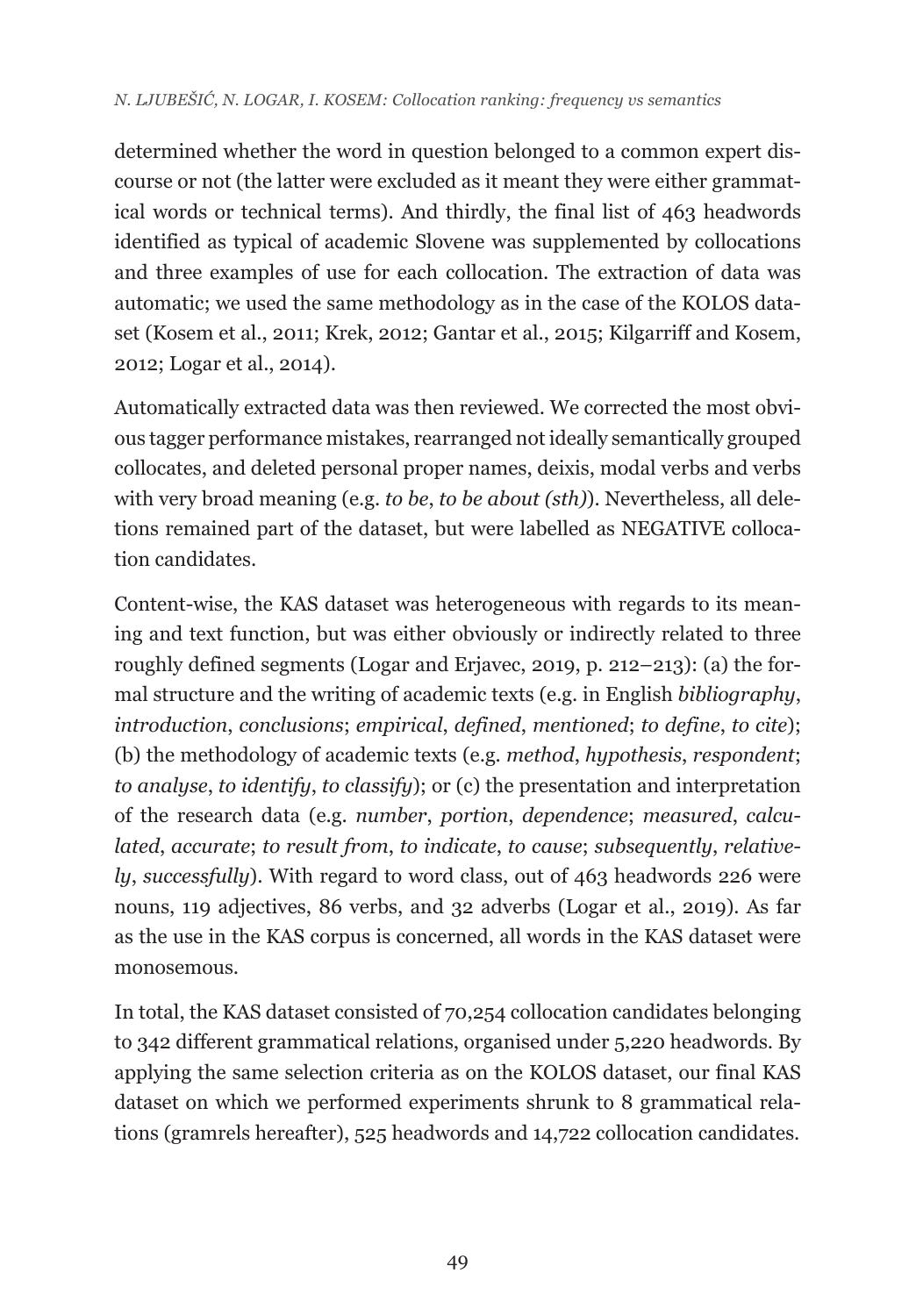determined whether the word in question belonged to a common expert discourse or not (the latter were excluded as it meant they were either grammatical words or technical terms). And thirdly, the final list of 463 headwords identified as typical of academic Slovene was supplemented by collocations and three examples of use for each collocation. The extraction of data was automatic; we used the same methodology as in the case of the KOLOS dataset (Kosem et al., 2011; Krek, 2012; Gantar et al., 2015; Kilgarriff and Kosem, 2012; Logar et al., 2014).

Automatically extracted data was then reviewed. We corrected the most obvious tagger performance mistakes, rearranged not ideally semantically grouped collocates, and deleted personal proper names, deixis, modal verbs and verbs with very broad meaning (e.g. *to be*, *to be about (sth)*). Nevertheless, all deletions remained part of the dataset, but were labelled as NEGATIVE collocation candidates.

Content-wise, the KAS dataset was heterogeneous with regards to its meaning and text function, but was either obviously or indirectly related to three roughly defined segments (Logar and Erjavec, 2019, p. 212–213): (a) the formal structure and the writing of academic texts (e.g. in English *bibliography*, *introduction*, *conclusions*; *empirical*, *defined*, *mentioned*; *to define*, *to cite*); (b) the methodology of academic texts (e.g. *method*, *hypothesis*, *respondent*; *to analyse*, *to identify*, *to classify*); or (c) the presentation and interpretation of the research data (e.g. *number*, *portion*, *dependence*; *measured*, *calculated*, *accurate*; *to result from*, *to indicate*, *to cause*; *subsequently*, *relatively*, *successfully*). With regard to word class, out of 463 headwords 226 were nouns, 119 adjectives, 86 verbs, and 32 adverbs (Logar et al., 2019). As far as the use in the KAS corpus is concerned, all words in the KAS dataset were monosemous.

In total, the KAS dataset consisted of 70,254 collocation candidates belonging to 342 different grammatical relations, organised under 5,220 headwords. By applying the same selection criteria as on the KOLOS dataset, our final KAS dataset on which we performed experiments shrunk to 8 grammatical relations (gramrels hereafter), 525 headwords and 14,722 collocation candidates.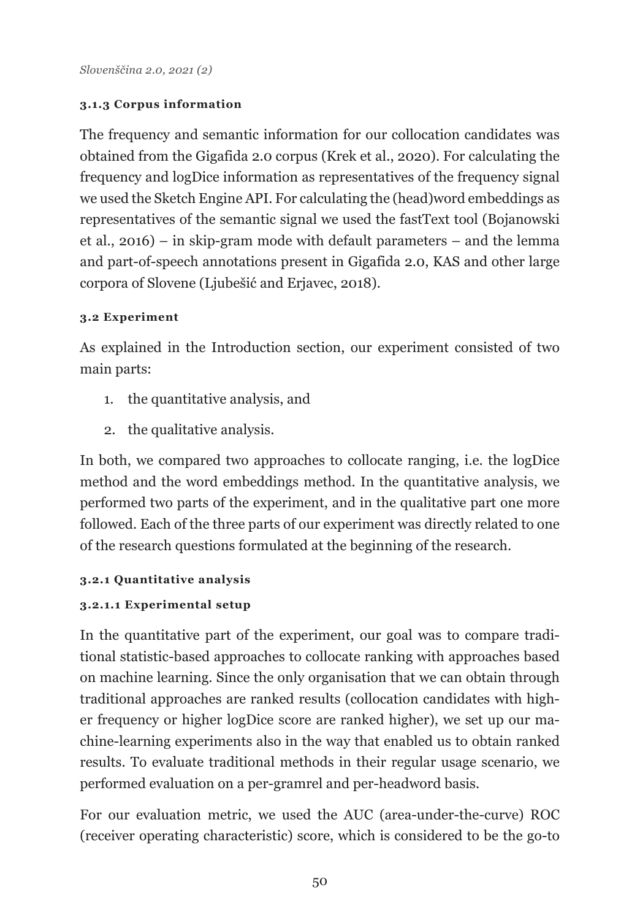#### 3.1.3 Corpus information

The frequency and semantic information for our collocation candidates was obtained from the Gigafida 2.0 corpus (Krek et al., 2020). For calculating the frequency and logDice information as representatives of the frequency signal we used the Sketch Engine API. For calculating the (head)word embeddings as representatives of the semantic signal we used the fastText tool (Bojanowski et al., 2016) – in skip-gram mode with default parameters – and the lemma and part-of-speech annotations present in Gigafida 2.0, KAS and other large corpora of Slovene (Ljubešić and Erjavec, 2018).

### 3.2 Experiment

As explained in the Introduction section, our experiment consisted of two main parts:

1. the quantitative analysis, and
2. the qualitative analysis.

In both, we compared two approaches to collocate ranging, i.e. the logDice method and the word embeddings method. In the quantitative analysis, we performed two parts of the experiment, and in the qualitative part one more followed. Each of the three parts of our experiment was directly related to one of the research questions formulated at the beginning of the research.

#### 3.2.1 Quantitative analysis

##### 3.2.1.1 Experimental setup

In the quantitative part of the experiment, our goal was to compare traditional statistic-based approaches to collocate ranking with approaches based on machine learning. Since the only organisation that we can obtain through traditional approaches are ranked results (collocation candidates with higher frequency or higher logDice score are ranked higher), we set up our machine-learning experiments also in the way that enabled us to obtain ranked results. To evaluate traditional methods in their regular usage scenario, we performed evaluation on a per-gramrel and per-headword basis.

For our evaluation metric, we used the AUC (area-under-the-curve) ROC (receiver operating characteristic) score, which is considered to be the go-to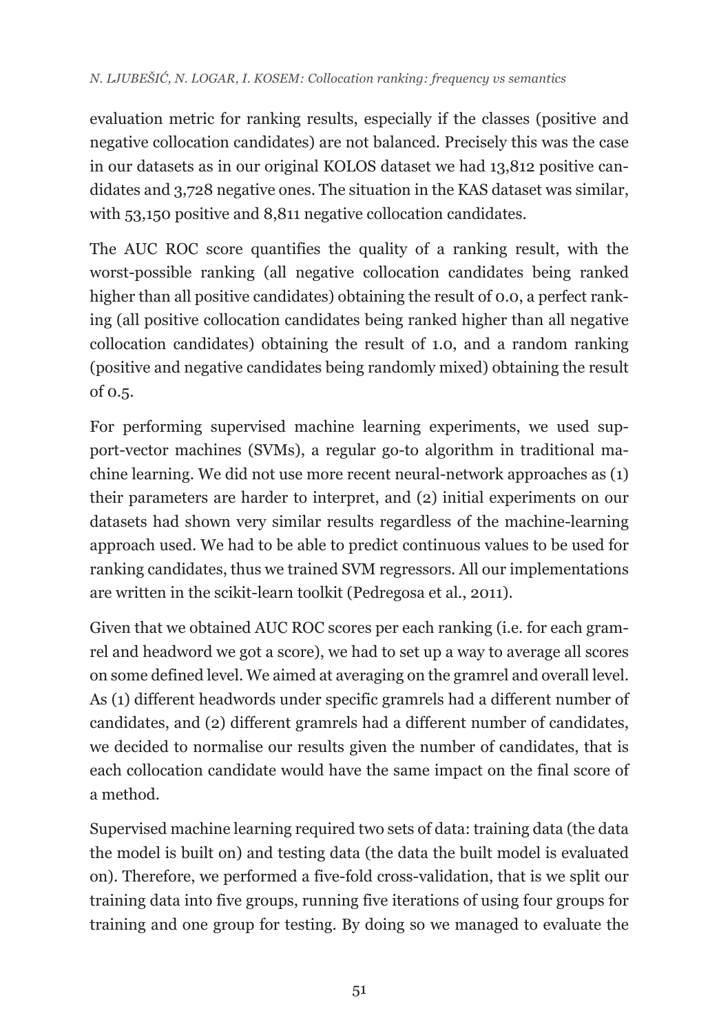evaluation metric for ranking results, especially if the classes (positive and negative collocation candidates) are not balanced. Precisely this was the case in our datasets as in our original KOLOS dataset we had 13,812 positive candidates and 3,728 negative ones. The situation in the KAS dataset was similar, with 53,150 positive and 8,811 negative collocation candidates.

The AUC ROC score quantifies the quality of a ranking result, with the worst-possible ranking (all negative collocation candidates being ranked higher than all positive candidates) obtaining the result of 0.0, a perfect ranking (all positive collocation candidates being ranked higher than all negative collocation candidates) obtaining the result of 1.0, and a random ranking (positive and negative candidates being randomly mixed) obtaining the result of 0.5.

For performing supervised machine learning experiments, we used support-vector machines (SVMs), a regular go-to algorithm in traditional machine learning. We did not use more recent neural-network approaches as (1) their parameters are harder to interpret, and (2) initial experiments on our datasets had shown very similar results regardless of the machine-learning approach used. We had to be able to predict continuous values to be used for ranking candidates, thus we trained SVM regressors. All our implementations are written in the scikit-learn toolkit (Pedregosa et al., 2011).

Given that we obtained AUC ROC scores per each ranking (i.e. for each gramrel and headword we got a score), we had to set up a way to average all scores on some defined level. We aimed at averaging on the gramrel and overall level. As (1) different headwords under specific gramrels had a different number of candidates, and (2) different gramrels had a different number of candidates, we decided to normalise our results given the number of candidates, that is each collocation candidate would have the same impact on the final score of a method.

Supervised machine learning required two sets of data: training data (the data the model is built on) and testing data (the data the built model is evaluated on). Therefore, we performed a five-fold cross-validation, that is we split our training data into five groups, running five iterations of using four groups for training and one group for testing. By doing so we managed to evaluate the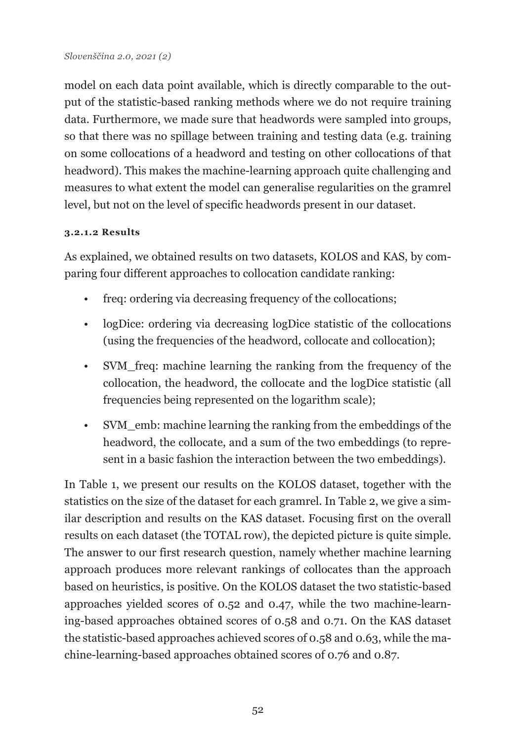model on each data point available, which is directly comparable to the output of the statistic-based ranking methods where we do not require training data. Furthermore, we made sure that headwords were sampled into groups, so that there was no spillage between training and testing data (e.g. training on some collocations of a headword and testing on other collocations of that headword). This makes the machine-learning approach quite challenging and measures to what extent the model can generalise regularities on the gramrel level, but not on the level of specific headwords present in our dataset.

#### 3.2.1.2 Results

As explained, we obtained results on two datasets, KOLOS and KAS, by comparing four different approaches to collocation candidate ranking:

- freq: ordering via decreasing frequency of the collocations;
- logDice: ordering via decreasing logDice statistic of the collocations (using the frequencies of the headword, collocate and collocation);
- SVM_freq: machine learning the ranking from the frequency of the collocation, the headword, the collocate and the logDice statistic (all frequencies being represented on the logarithm scale);
- SVM_emb: machine learning the ranking from the embeddings of the headword, the collocate, and a sum of the two embeddings (to represent in a basic fashion the interaction between the two embeddings).

In Table 1, we present our results on the KOLOS dataset, together with the statistics on the size of the dataset for each gramrel. In Table 2, we give a similar description and results on the KAS dataset. Focusing first on the overall results on each dataset (the TOTAL row), the depicted picture is quite simple. The answer to our first research question, namely whether machine learning approach produces more relevant rankings of collocates than the approach based on heuristics, is positive. On the KOLOS dataset the two statistic-based approaches yielded scores of 0.52 and 0.47, while the two machine-learning-based approaches obtained scores of 0.58 and 0.71. On the KAS dataset the statistic-based approaches achieved scores of 0.58 and 0.63, while the machine-learning-based approaches obtained scores of 0.76 and 0.87.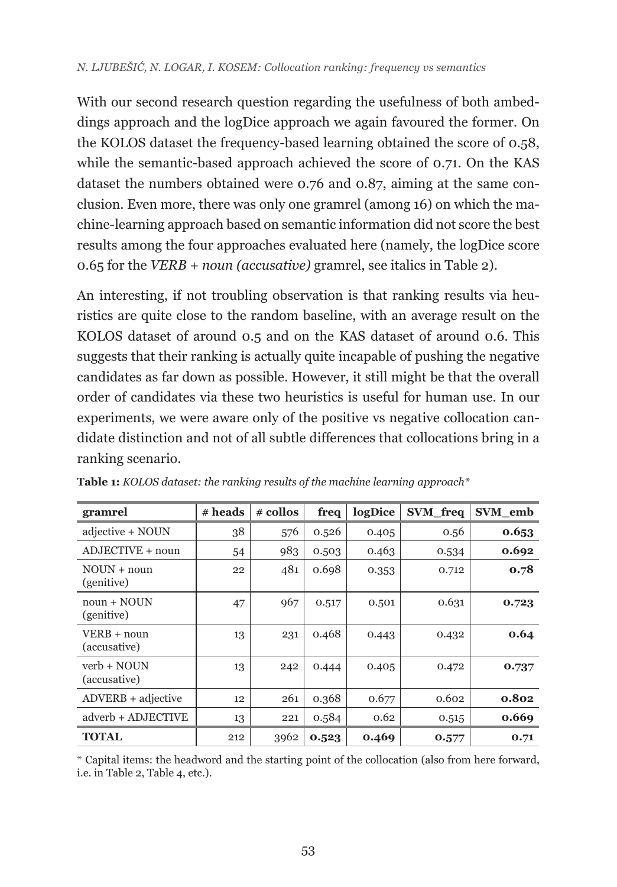With our second research question regarding the usefulness of both ambeddings approach and the logDice approach we again favoured the former. On the KOLOS dataset the frequency-based learning obtained the score of 0.58, while the semantic-based approach achieved the score of 0.71. On the KAS dataset the numbers obtained were 0.76 and 0.87, aiming at the same conclusion. Even more, there was only one gramrel (among 16) on which the machine-learning approach based on semantic information did not score the best results among the four approaches evaluated here (namely, the logDice score 0.65 for the *VERB + noun (accusative)* gramrel, see italics in Table 2).

An interesting, if not troubling observation is that ranking results via heuristics are quite close to the random baseline, with an average result on the KOLOS dataset of around 0.5 and on the KAS dataset of around 0.6. This suggests that their ranking is actually quite incapable of pushing the negative candidates as far down as possible. However, it still might be that the overall order of candidates via these two heuristics is useful for human use. In our experiments, we were aware only of the positive vs negative collocation candidate distinction and not of all subtle differences that collocations bring in a ranking scenario.

**Table 1:** *KOLOS dataset: the ranking results of the machine learning approach\**

| gramrel | # heads | # collos | freq | logDice | SVM_freq | SVM_emb |
|---|---|---|---|---|---|---|
| adjective + NOUN | 38 | 576 | 0.526 | 0.405 | 0.56 | **0.653** |
| ADJECTIVE + noun | 54 | 983 | 0.503 | 0.463 | 0.534 | **0.692** |
| NOUN + noun (genitive) | 22 | 481 | 0.698 | 0.353 | 0.712 | **0.78** |
| noun + NOUN (genitive) | 47 | 967 | 0.517 | 0.501 | 0.631 | **0.723** |
| VERB + noun (accusative) | 13 | 231 | 0.468 | 0.443 | 0.432 | **0.64** |
| verb + NOUN (accusative) | 13 | 242 | 0.444 | 0.405 | 0.472 | **0.737** |
| ADVERB + adjective | 12 | 261 | 0.368 | 0.677 | 0.602 | **0.802** |
| adverb + ADJECTIVE | 13 | 221 | 0.584 | 0.62 | 0.515 | **0.669** |
| **TOTAL** | 212 | 3962 | **0.523** | **0.469** | **0.577** | **0.71** |

\* Capital items: the headword and the starting point of the collocation (also from here forward, i.e. in Table 2, Table 4, etc.).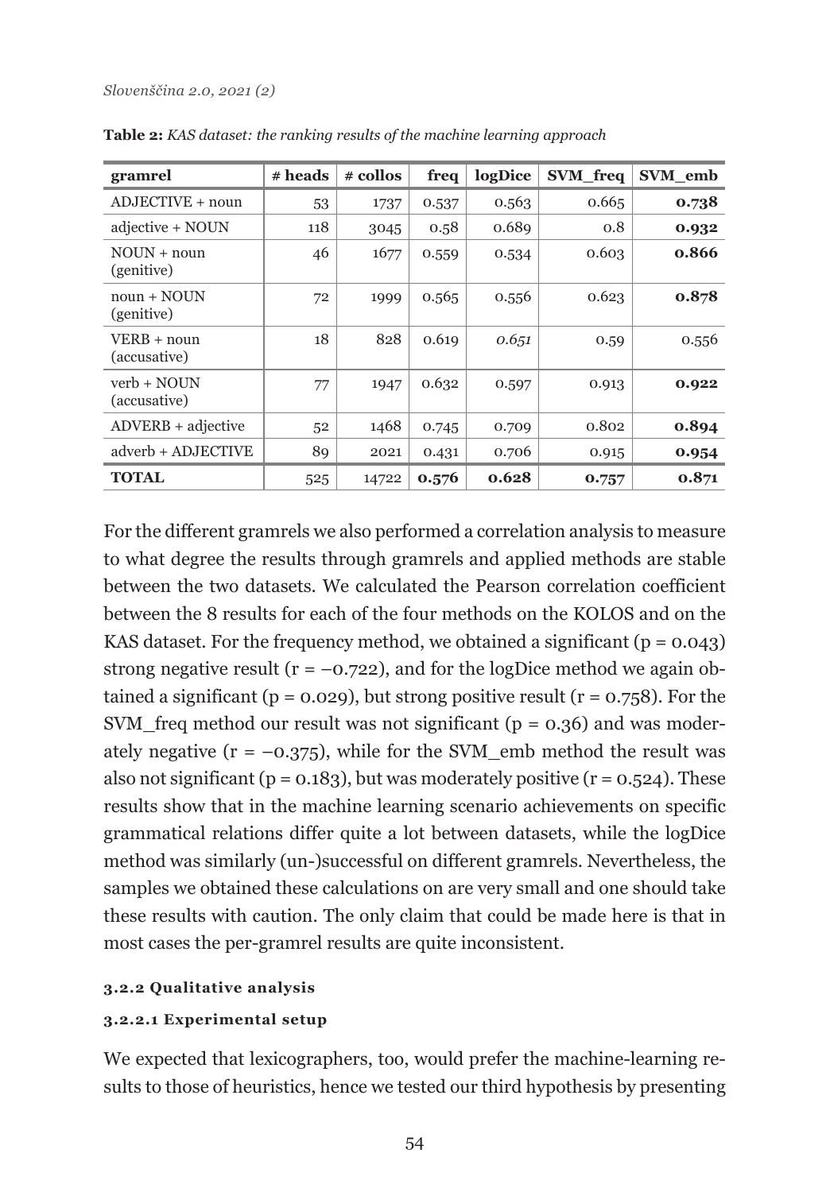**Table 2:** *KAS dataset: the ranking results of the machine learning approach*

| gramrel | # heads | # collos | freq | logDice | SVM_freq | SVM_emb |
|---|---|---|---|---|---|---|
| ADJECTIVE + noun | 53 | 1737 | 0.537 | 0.563 | 0.665 | **0.738** |
| adjective + NOUN | 118 | 3045 | 0.58 | 0.689 | 0.8 | **0.932** |
| NOUN + noun (genitive) | 46 | 1677 | 0.559 | 0.534 | 0.603 | **0.866** |
| noun + NOUN (genitive) | 72 | 1999 | 0.565 | 0.556 | 0.623 | **0.878** |
| VERB + noun (accusative) | 18 | 828 | 0.619 | *0.651* | 0.59 | 0.556 |
| verb + NOUN (accusative) | 77 | 1947 | 0.632 | 0.597 | 0.913 | **0.922** |
| ADVERB + adjective | 52 | 1468 | 0.745 | 0.709 | 0.802 | **0.894** |
| adverb + ADJECTIVE | 89 | 2021 | 0.431 | 0.706 | 0.915 | **0.954** |
| **TOTAL** | 525 | 14722 | **0.576** | **0.628** | **0.757** | **0.871** |

For the different gramrels we also performed a correlation analysis to measure to what degree the results through gramrels and applied methods are stable between the two datasets. We calculated the Pearson correlation coefficient between the 8 results for each of the four methods on the KOLOS and on the KAS dataset. For the frequency method, we obtained a significant ($p = 0.043$) strong negative result ($r = -0.722$), and for the logDice method we again obtained a significant ($p = 0.029$), but strong positive result ($r = 0.758$). For the SVM_freq method our result was not significant ($p = 0.36$) and was moderately negative ($r = -0.375$), while for the SVM_emb method the result was also not significant ($p = 0.183$), but was moderately positive ($r = 0.524$). These results show that in the machine learning scenario achievements on specific grammatical relations differ quite a lot between datasets, while the logDice method was similarly (un-)successful on different gramrels. Nevertheless, the samples we obtained these calculations on are very small and one should take these results with caution. The only claim that could be made here is that in most cases the per-gramrel results are quite inconsistent.

#### 3.2.2 Qualitative analysis

##### 3.2.2.1 Experimental setup

We expected that lexicographers, too, would prefer the machine-learning results to those of heuristics, hence we tested our third hypothesis by presenting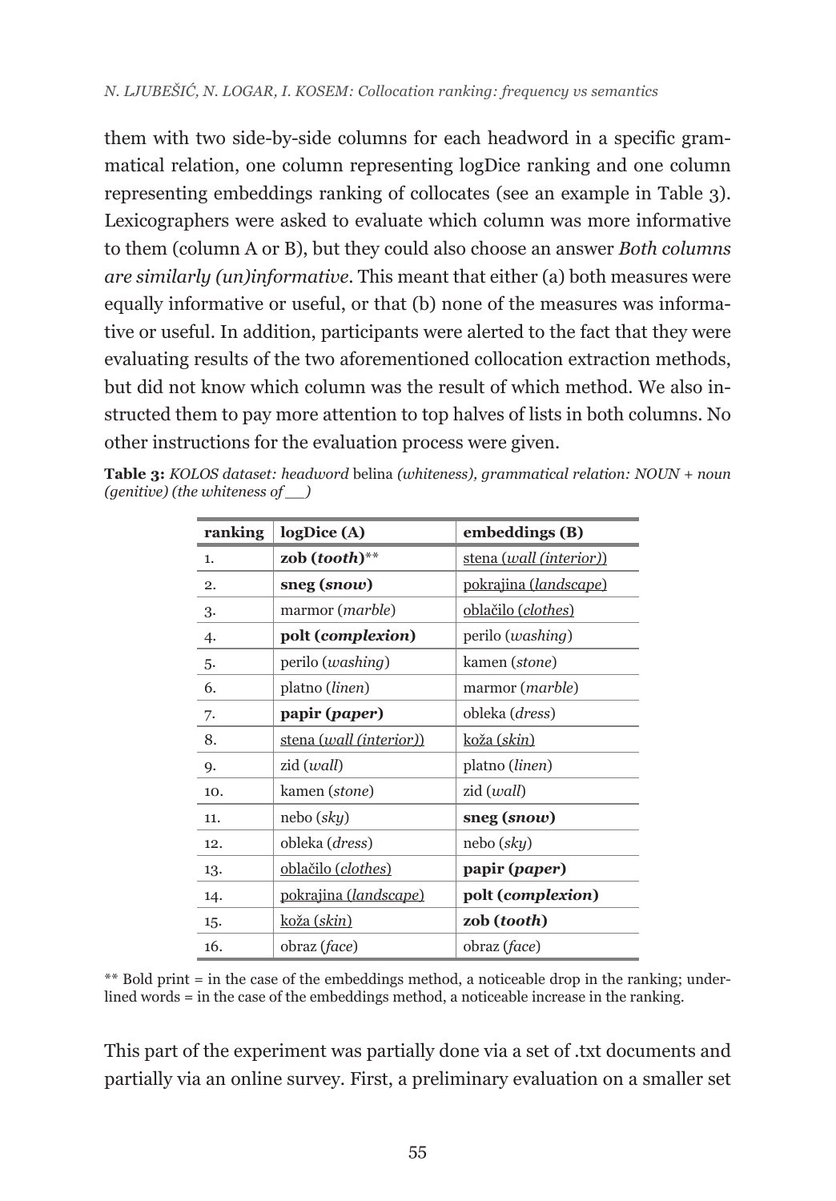them with two side-by-side columns for each headword in a specific grammatical relation, one column representing logDice ranking and one column representing embeddings ranking of collocates (see an example in Table 3). Lexicographers were asked to evaluate which column was more informative to them (column A or B), but they could also choose an answer *Both columns are similarly (un)informative*. This meant that either (a) both measures were equally informative or useful, or that (b) none of the measures was informative or useful. In addition, participants were alerted to the fact that they were evaluating results of the two aforementioned collocation extraction methods, but did not know which column was the result of which method. We also instructed them to pay more attention to top halves of lists in both columns. No other instructions for the evaluation process were given.

**Table 3:** *KOLOS dataset: headword* belina *(whiteness), grammatical relation: NOUN + noun (genitive) (the whiteness of \_\_)*

| ranking | logDice (A) | embeddings (B) |
|---|---|---|
| 1. | **zob (*tooth*)**\*\* | <u>stena (*wall (interior)*)</u> |
| 2. | **sneg (*snow*)** | <u>pokrajina (*landscape*)</u> |
| 3. | marmor (*marble*) | <u>oblačilo (*clothes*)</u> |
| 4. | **polt (*complexion*)** | perilo (*washing*) |
| 5. | perilo (*washing*) | kamen (*stone*) |
| 6. | platno (*linen*) | marmor (*marble*) |
| 7. | **papir (*paper*)** | obleka (*dress*) |
| 8. | <u>stena (*wall (interior)*)</u> | <u>koža (*skin*)</u> |
| 9. | zid (*wall*) | platno (*linen*) |
| 10. | kamen (*stone*) | zid (*wall*) |
| 11. | nebo (*sky*) | **sneg (*snow*)** |
| 12. | obleka (*dress*) | nebo (*sky*) |
| 13. | <u>oblačilo (*clothes*)</u> | **papir (*paper*)** |
| 14. | <u>pokrajina (*landscape*)</u> | **polt (*complexion*)** |
| 15. | <u>koža (*skin*)</u> | **zob (*tooth*)** |
| 16. | obraz (*face*) | obraz (*face*) |

\*\* Bold print = in the case of the embeddings method, a noticeable drop in the ranking; underlined words = in the case of the embeddings method, a noticeable increase in the ranking.

This part of the experiment was partially done via a set of .txt documents and partially via an online survey. First, a preliminary evaluation on a smaller set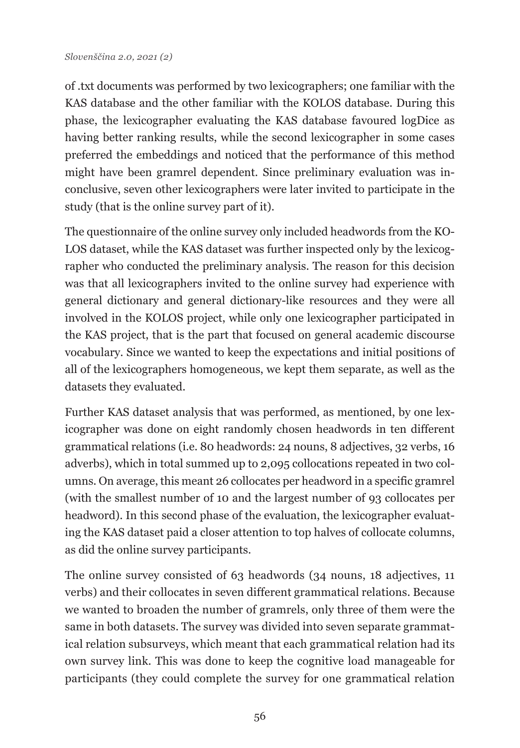of .txt documents was performed by two lexicographers; one familiar with the KAS database and the other familiar with the KOLOS database. During this phase, the lexicographer evaluating the KAS database favoured logDice as having better ranking results, while the second lexicographer in some cases preferred the embeddings and noticed that the performance of this method might have been gramrel dependent. Since preliminary evaluation was inconclusive, seven other lexicographers were later invited to participate in the study (that is the online survey part of it).

The questionnaire of the online survey only included headwords from the KOLOS dataset, while the KAS dataset was further inspected only by the lexicographer who conducted the preliminary analysis. The reason for this decision was that all lexicographers invited to the online survey had experience with general dictionary and general dictionary-like resources and they were all involved in the KOLOS project, while only one lexicographer participated in the KAS project, that is the part that focused on general academic discourse vocabulary. Since we wanted to keep the expectations and initial positions of all of the lexicographers homogeneous, we kept them separate, as well as the datasets they evaluated.

Further KAS dataset analysis that was performed, as mentioned, by one lexicographer was done on eight randomly chosen headwords in ten different grammatical relations (i.e. 80 headwords: 24 nouns, 8 adjectives, 32 verbs, 16 adverbs), which in total summed up to 2,095 collocations repeated in two columns. On average, this meant 26 collocates per headword in a specific gramrel (with the smallest number of 10 and the largest number of 93 collocates per headword). In this second phase of the evaluation, the lexicographer evaluating the KAS dataset paid a closer attention to top halves of collocate columns, as did the online survey participants.

The online survey consisted of 63 headwords (34 nouns, 18 adjectives, 11 verbs) and their collocates in seven different grammatical relations. Because we wanted to broaden the number of gramrels, only three of them were the same in both datasets. The survey was divided into seven separate grammatical relation subsurveys, which meant that each grammatical relation had its own survey link. This was done to keep the cognitive load manageable for participants (they could complete the survey for one grammatical relation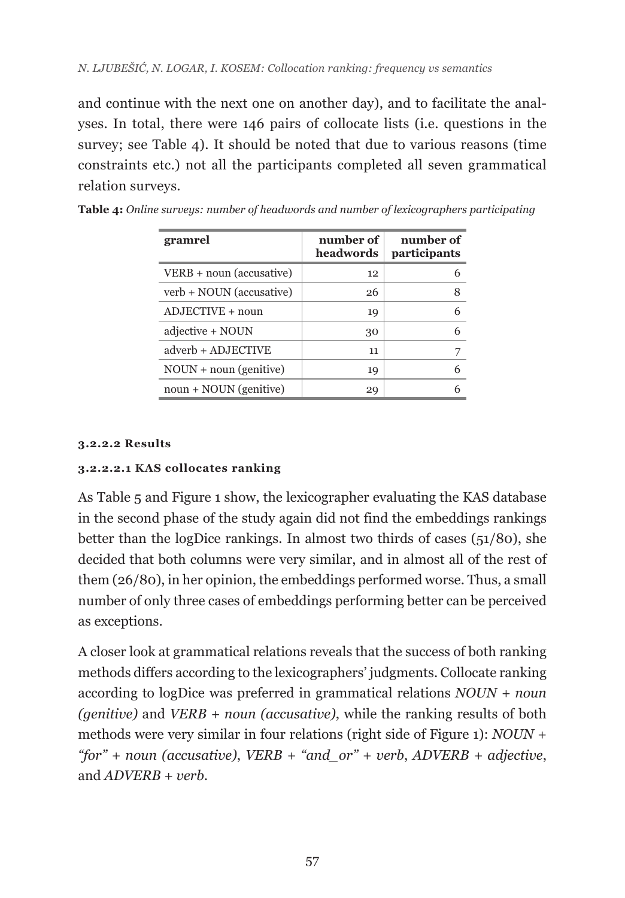and continue with the next one on another day), and to facilitate the analyses. In total, there were 146 pairs of collocate lists (i.e. questions in the survey; see Table 4). It should be noted that due to various reasons (time constraints etc.) not all the participants completed all seven grammatical relation surveys.

**Table 4:** *Online surveys: number of headwords and number of lexicographers participating*

| gramrel | number of headwords | number of participants |
|---|---|---|
| VERB + noun (accusative) | 12 | 6 |
| verb + NOUN (accusative) | 26 | 8 |
| ADJECTIVE + noun | 19 | 6 |
| adjective + NOUN | 30 | 6 |
| adverb + ADJECTIVE | 11 | 7 |
| NOUN + noun (genitive) | 19 | 6 |
| noun + NOUN (genitive) | 29 | 6 |

#### 3.2.2.2 Results

##### 3.2.2.2.1 KAS collocates ranking

As Table 5 and Figure 1 show, the lexicographer evaluating the KAS database in the second phase of the study again did not find the embeddings rankings better than the logDice rankings. In almost two thirds of cases (51/80), she decided that both columns were very similar, and in almost all of the rest of them (26/80), in her opinion, the embeddings performed worse. Thus, a small number of only three cases of embeddings performing better can be perceived as exceptions.

A closer look at grammatical relations reveals that the success of both ranking methods differs according to the lexicographers' judgments. Collocate ranking according to logDice was preferred in grammatical relations *NOUN + noun (genitive)* and *VERB + noun (accusative)*, while the ranking results of both methods were very similar in four relations (right side of Figure 1): *NOUN + "for" + noun (accusative)*, *VERB + "and_or" + verb*, *ADVERB + adjective*, and *ADVERB + verb*.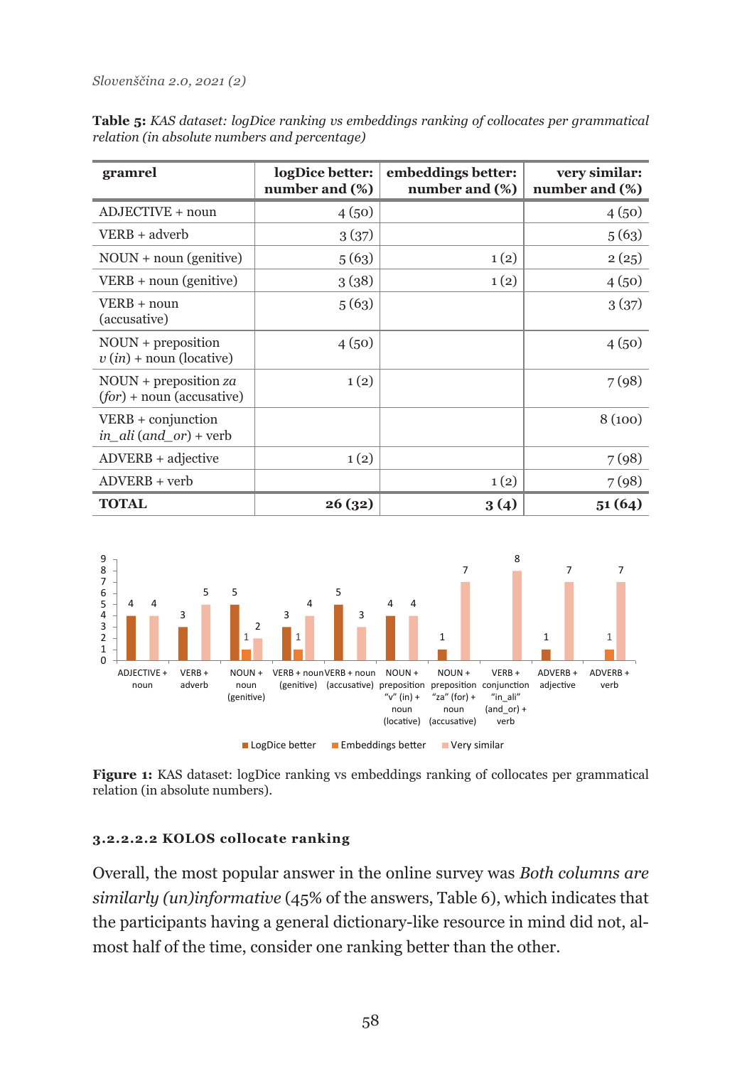**Table 5:** *KAS dataset: logDice ranking vs embeddings ranking of collocates per grammatical relation (in absolute numbers and percentage)*

| gramrel | logDice better: number and (%) | embeddings better: number and (%) | very similar: number and (%) |
|---|---|---|---|
| ADJECTIVE + noun | 4 (50) | | 4 (50) |
| VERB + adverb | 3 (37) | | 5 (63) |
| NOUN + noun (genitive) | 5 (63) | 1 (2) | 2 (25) |
| VERB + noun (genitive) | 3 (38) | 1 (2) | 4 (50) |
| VERB + noun (accusative) | 5 (63) | | 3 (37) |
| NOUN + preposition *v* (*in*) + noun (locative) | 4 (50) | | 4 (50) |
| NOUN + preposition *za* (*for*) + noun (accusative) | 1 (2) | | 7 (98) |
| VERB + conjunction *in_ali* (*and_or*) + verb | | | 8 (100) |
| ADVERB + adjective | 1 (2) | | 7 (98) |
| ADVERB + verb | | 1 (2) | 7 (98) |
| **TOTAL** | **26 (32)** | **3 (4)** | **51 (64)** |

**Figure 1:** KAS dataset: logDice ranking vs embeddings ranking of collocates per grammatical relation (in absolute numbers).

#### 3.2.2.2.2 KOLOS collocate ranking

Overall, the most popular answer in the online survey was *Both columns are similarly (un)informative* (45% of the answers, Table 6), which indicates that the participants having a general dictionary-like resource in mind did not, almost half of the time, consider one ranking better than the other.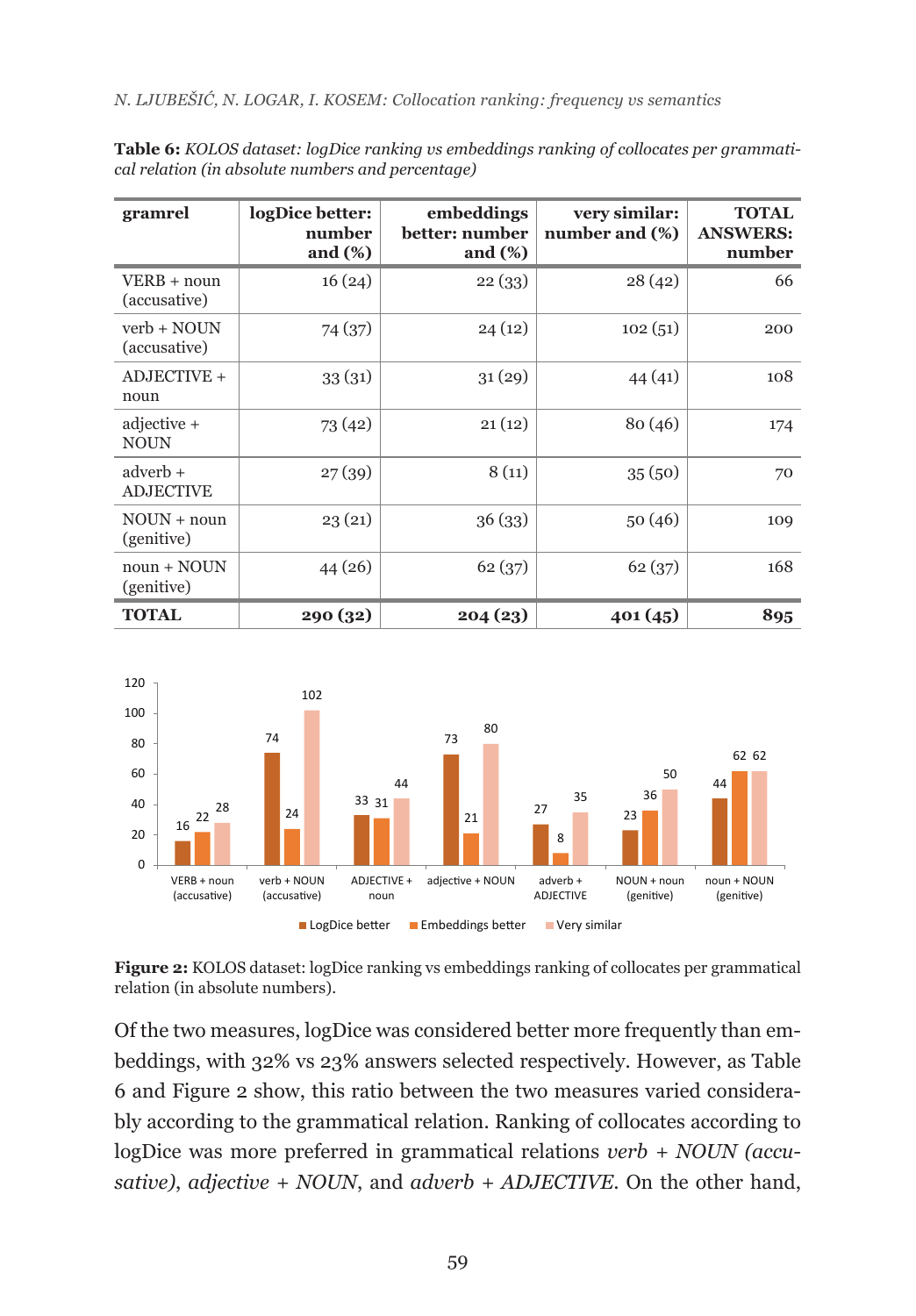**Table 6:** *KOLOS dataset: logDice ranking vs embeddings ranking of collocates per grammatical relation (in absolute numbers and percentage)*

| gramrel | logDice better: number and (%) | embeddings better: number and (%) | very similar: number and (%) | TOTAL ANSWERS: number |
|---|---|---|---|---|
| VERB + noun (accusative) | 16 (24) | 22 (33) | 28 (42) | 66 |
| verb + NOUN (accusative) | 74 (37) | 24 (12) | 102 (51) | 200 |
| ADJECTIVE + noun | 33 (31) | 31 (29) | 44 (41) | 108 |
| adjective + NOUN | 73 (42) | 21 (12) | 80 (46) | 174 |
| adverb + ADJECTIVE | 27 (39) | 8 (11) | 35 (50) | 70 |
| NOUN + noun (genitive) | 23 (21) | 36 (33) | 50 (46) | 109 |
| noun + NOUN (genitive) | 44 (26) | 62 (37) | 62 (37) | 168 |
| **TOTAL** | **290 (32)** | **204 (23)** | **401 (45)** | **895** |

**Figure 2:** KOLOS dataset: logDice ranking vs embeddings ranking of collocates per grammatical relation (in absolute numbers).

Of the two measures, logDice was considered better more frequently than embeddings, with 32% vs 23% answers selected respectively. However, as Table 6 and Figure 2 show, this ratio between the two measures varied considerably according to the grammatical relation. Ranking of collocates according to logDice was more preferred in grammatical relations *verb + NOUN (accusative)*, *adjective + NOUN*, and *adverb + ADJECTIVE*. On the other hand,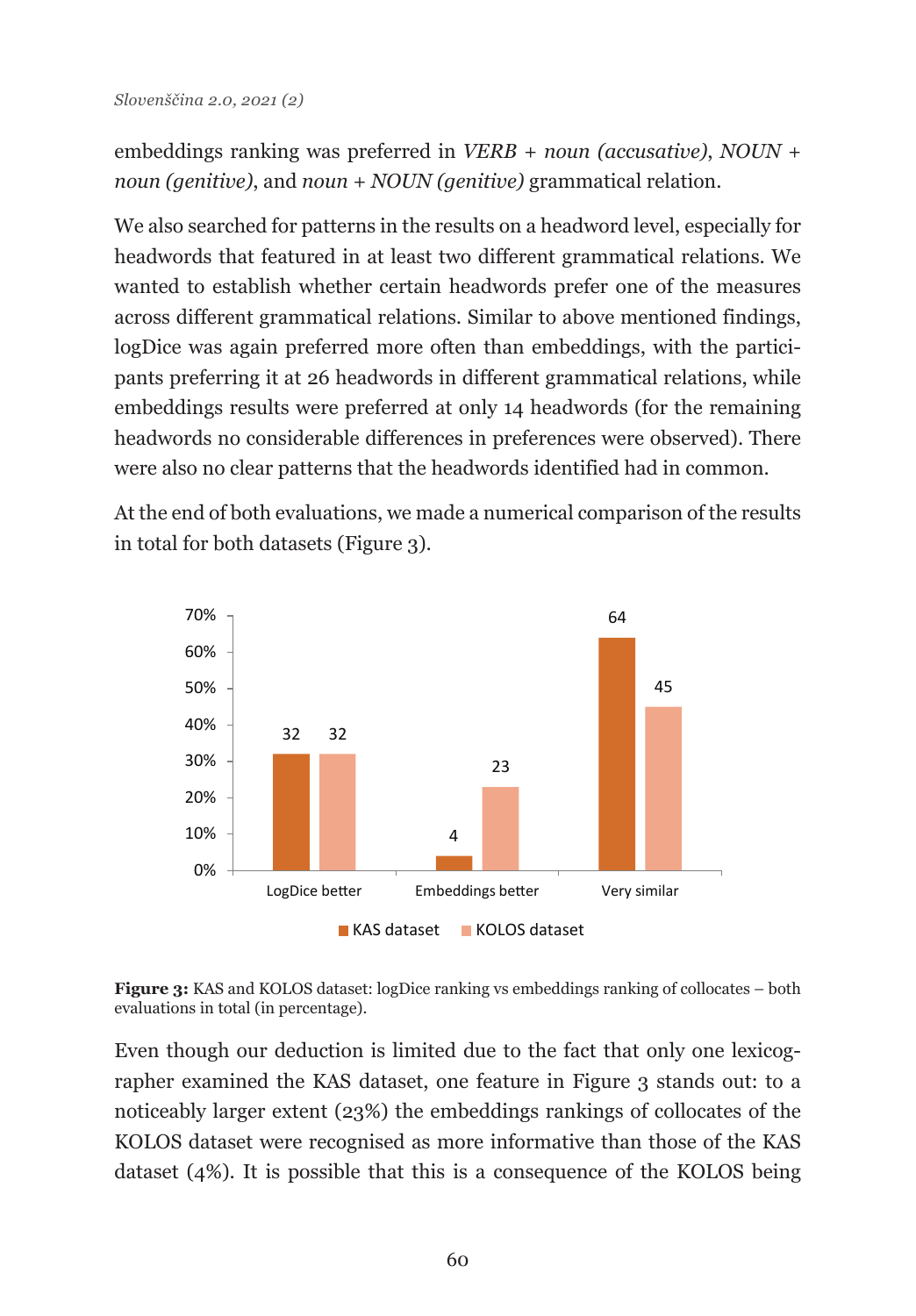embeddings ranking was preferred in *VERB + noun (accusative)*, *NOUN + noun (genitive)*, and *noun + NOUN (genitive)* grammatical relation.

We also searched for patterns in the results on a headword level, especially for headwords that featured in at least two different grammatical relations. We wanted to establish whether certain headwords prefer one of the measures across different grammatical relations. Similar to above mentioned findings, logDice was again preferred more often than embeddings, with the participants preferring it at 26 headwords in different grammatical relations, while embeddings results were preferred at only 14 headwords (for the remaining headwords no considerable differences in preferences were observed). There were also no clear patterns that the headwords identified had in common.

At the end of both evaluations, we made a numerical comparison of the results in total for both datasets (Figure 3).

| | KAS dataset | KOLOS dataset |
|---|---|---|
| LogDice better | 32 | 32 |
| Embeddings better | 4 | 23 |
| Very similar | 64 | 45 |

**Figure 3:** KAS and KOLOS dataset: logDice ranking vs embeddings ranking of collocates – both evaluations in total (in percentage).

Even though our deduction is limited due to the fact that only one lexicographer examined the KAS dataset, one feature in Figure 3 stands out: to a noticeably larger extent (23%) the embeddings rankings of collocates of the KOLOS dataset were recognised as more informative than those of the KAS dataset (4%). It is possible that this is a consequence of the KOLOS being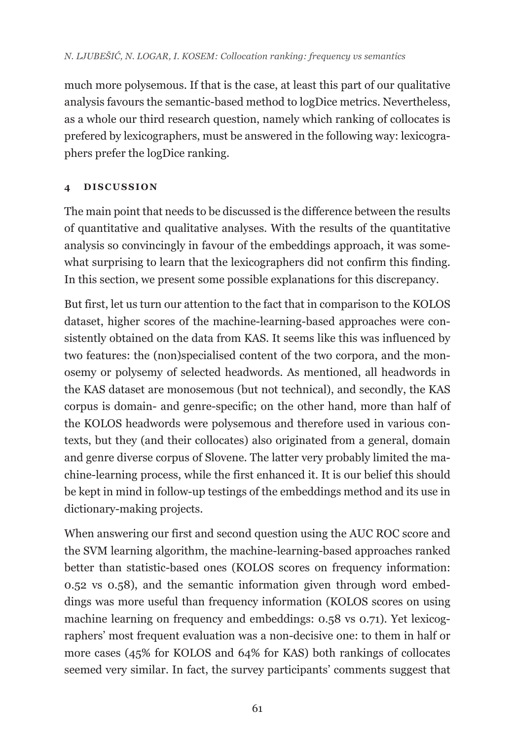much more polysemous. If that is the case, at least this part of our qualitative analysis favours the semantic-based method to logDice metrics. Nevertheless, as a whole our third research question, namely which ranking of collocates is prefered by lexicographers, must be answered in the following way: lexicographers prefer the logDice ranking.

## 4 DISCUSSION

The main point that needs to be discussed is the difference between the results of quantitative and qualitative analyses. With the results of the quantitative analysis so convincingly in favour of the embeddings approach, it was somewhat surprising to learn that the lexicographers did not confirm this finding. In this section, we present some possible explanations for this discrepancy.

But first, let us turn our attention to the fact that in comparison to the KOLOS dataset, higher scores of the machine-learning-based approaches were consistently obtained on the data from KAS. It seems like this was influenced by two features: the (non)specialised content of the two corpora, and the monosemy or polysemy of selected headwords. As mentioned, all headwords in the KAS dataset are monosemous (but not technical), and secondly, the KAS corpus is domain- and genre-specific; on the other hand, more than half of the KOLOS headwords were polysemous and therefore used in various contexts, but they (and their collocates) also originated from a general, domain and genre diverse corpus of Slovene. The latter very probably limited the machine-learning process, while the first enhanced it. It is our belief this should be kept in mind in follow-up testings of the embeddings method and its use in dictionary-making projects.

When answering our first and second question using the AUC ROC score and the SVM learning algorithm, the machine-learning-based approaches ranked better than statistic-based ones (KOLOS scores on frequency information: 0.52 vs 0.58), and the semantic information given through word embeddings was more useful than frequency information (KOLOS scores on using machine learning on frequency and embeddings: 0.58 vs 0.71). Yet lexicographers' most frequent evaluation was a non-decisive one: to them in half or more cases (45% for KOLOS and 64% for KAS) both rankings of collocates seemed very similar. In fact, the survey participants' comments suggest that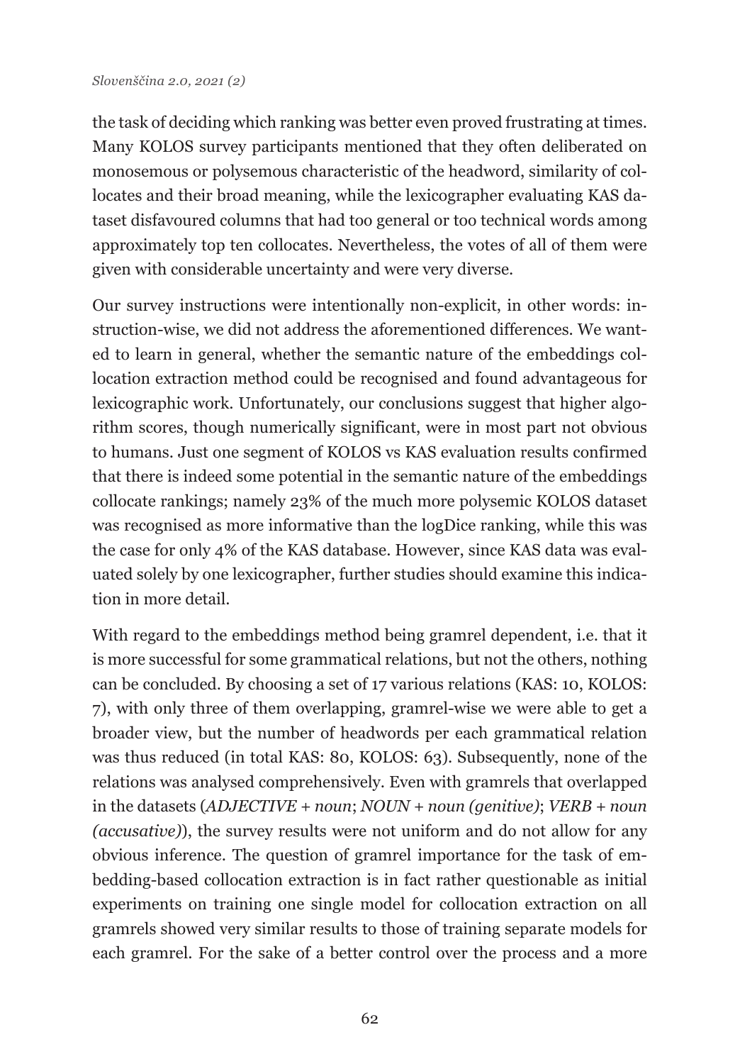the task of deciding which ranking was better even proved frustrating at times. Many KOLOS survey participants mentioned that they often deliberated on monosemous or polysemous characteristic of the headword, similarity of collocates and their broad meaning, while the lexicographer evaluating KAS dataset disfavoured columns that had too general or too technical words among approximately top ten collocates. Nevertheless, the votes of all of them were given with considerable uncertainty and were very diverse.

Our survey instructions were intentionally non-explicit, in other words: instruction-wise, we did not address the aforementioned differences. We wanted to learn in general, whether the semantic nature of the embeddings collocation extraction method could be recognised and found advantageous for lexicographic work. Unfortunately, our conclusions suggest that higher algorithm scores, though numerically significant, were in most part not obvious to humans. Just one segment of KOLOS vs KAS evaluation results confirmed that there is indeed some potential in the semantic nature of the embeddings collocate rankings; namely 23% of the much more polysemic KOLOS dataset was recognised as more informative than the logDice ranking, while this was the case for only 4% of the KAS database. However, since KAS data was evaluated solely by one lexicographer, further studies should examine this indication in more detail.

With regard to the embeddings method being gramrel dependent, i.e. that it is more successful for some grammatical relations, but not the others, nothing can be concluded. By choosing a set of 17 various relations (KAS: 10, KOLOS: 7), with only three of them overlapping, gramrel-wise we were able to get a broader view, but the number of headwords per each grammatical relation was thus reduced (in total KAS: 80, KOLOS: 63). Subsequently, none of the relations was analysed comprehensively. Even with gramrels that overlapped in the datasets (*ADJECTIVE + noun*; *NOUN + noun (genitive)*; *VERB + noun (accusative)*), the survey results were not uniform and do not allow for any obvious inference. The question of gramrel importance for the task of embedding-based collocation extraction is in fact rather questionable as initial experiments on training one single model for collocation extraction on all gramrels showed very similar results to those of training separate models for each gramrel. For the sake of a better control over the process and a more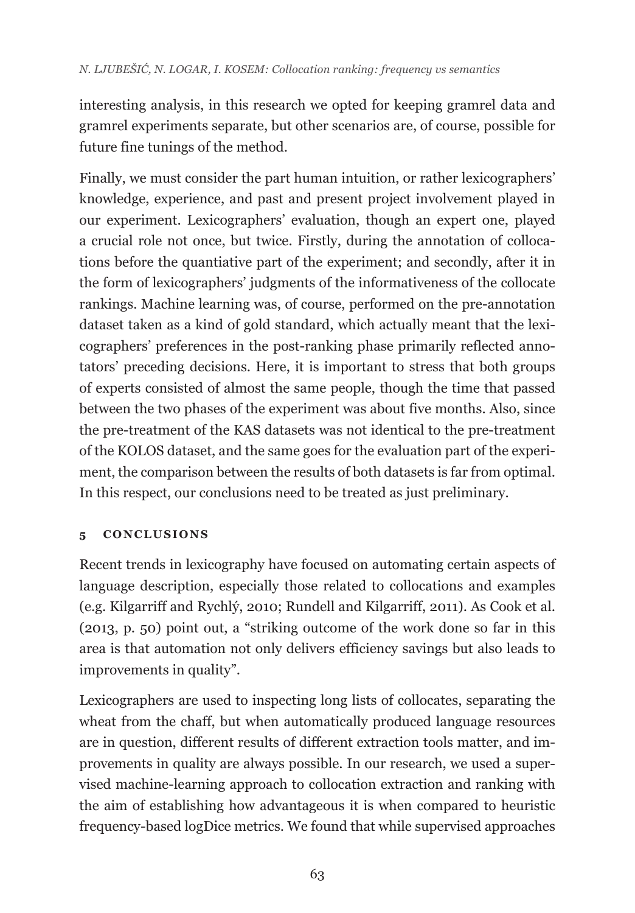interesting analysis, in this research we opted for keeping gramrel data and gramrel experiments separate, but other scenarios are, of course, possible for future fine tunings of the method.

Finally, we must consider the part human intuition, or rather lexicographers' knowledge, experience, and past and present project involvement played in our experiment. Lexicographers' evaluation, though an expert one, played a crucial role not once, but twice. Firstly, during the annotation of collocations before the quantiative part of the experiment; and secondly, after it in the form of lexicographers' judgments of the informativeness of the collocate rankings. Machine learning was, of course, performed on the pre-annotation dataset taken as a kind of gold standard, which actually meant that the lexicographers' preferences in the post-ranking phase primarily reflected annotators' preceding decisions. Here, it is important to stress that both groups of experts consisted of almost the same people, though the time that passed between the two phases of the experiment was about five months. Also, since the pre-treatment of the KAS datasets was not identical to the pre-treatment of the KOLOS dataset, and the same goes for the evaluation part of the experiment, the comparison between the results of both datasets is far from optimal. In this respect, our conclusions need to be treated as just preliminary.

## 5 CONCLUSIONS

Recent trends in lexicography have focused on automating certain aspects of language description, especially those related to collocations and examples (e.g. Kilgarriff and Rychlý, 2010; Rundell and Kilgarriff, 2011). As Cook et al. (2013, p. 50) point out, a "striking outcome of the work done so far in this area is that automation not only delivers efficiency savings but also leads to improvements in quality".

Lexicographers are used to inspecting long lists of collocates, separating the wheat from the chaff, but when automatically produced language resources are in question, different results of different extraction tools matter, and improvements in quality are always possible. In our research, we used a supervised machine-learning approach to collocation extraction and ranking with the aim of establishing how advantageous it is when compared to heuristic frequency-based logDice metrics. We found that while supervised approaches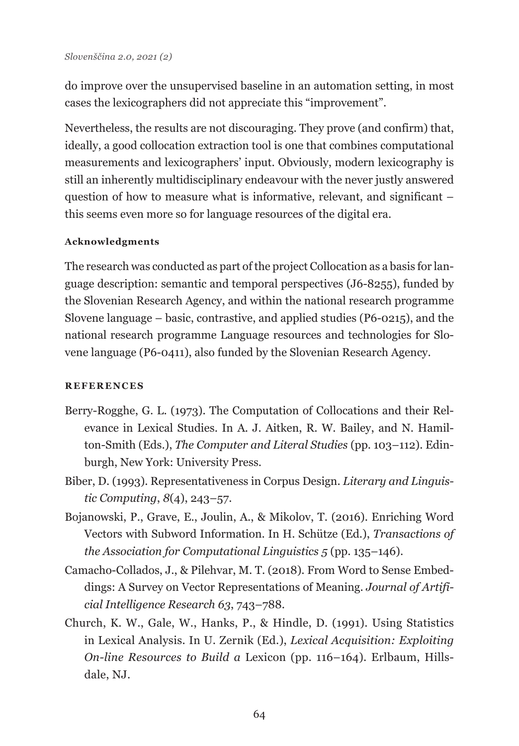do improve over the unsupervised baseline in an automation setting, in most cases the lexicographers did not appreciate this "improvement".

Nevertheless, the results are not discouraging. They prove (and confirm) that, ideally, a good collocation extraction tool is one that combines computational measurements and lexicographers' input. Obviously, modern lexicography is still an inherently multidisciplinary endeavour with the never justly answered question of how to measure what is informative, relevant, and significant – this seems even more so for language resources of the digital era.

**Acknowledgments**

The research was conducted as part of the project Collocation as a basis for language description: semantic and temporal perspectives (J6-8255), funded by the Slovenian Research Agency, and within the national research programme Slovene language – basic, contrastive, and applied studies (P6-0215), and the national research programme Language resources and technologies for Slovene language (P6-0411), also funded by the Slovenian Research Agency.

## REFERENCES

Berry-Rogghe, G. L. (1973). The Computation of Collocations and their Relevance in Lexical Studies. In A. J. Aitken, R. W. Bailey, and N. Hamilton-Smith (Eds.), *The Computer and Literal Studies* (pp. 103–112). Edinburgh, New York: University Press.

Biber, D. (1993). Representativeness in Corpus Design. *Literary and Linguistic Computing*, *8*(4), 243–57.

Bojanowski, P., Grave, E., Joulin, A., & Mikolov, T. (2016). Enriching Word Vectors with Subword Information. In H. Schütze (Ed.), *Transactions of the Association for Computational Linguistics 5* (pp. 135–146).

Camacho-Collados, J., & Pilehvar, M. T. (2018). From Word to Sense Embeddings: A Survey on Vector Representations of Meaning. *Journal of Artificial Intelligence Research 63*, 743–788.

Church, K. W., Gale, W., Hanks, P., & Hindle, D. (1991). Using Statistics in Lexical Analysis. In U. Zernik (Ed.), *Lexical Acquisition: Exploiting On-line Resources to Build a* Lexicon (pp. 116–164). Erlbaum, Hillsdale, NJ.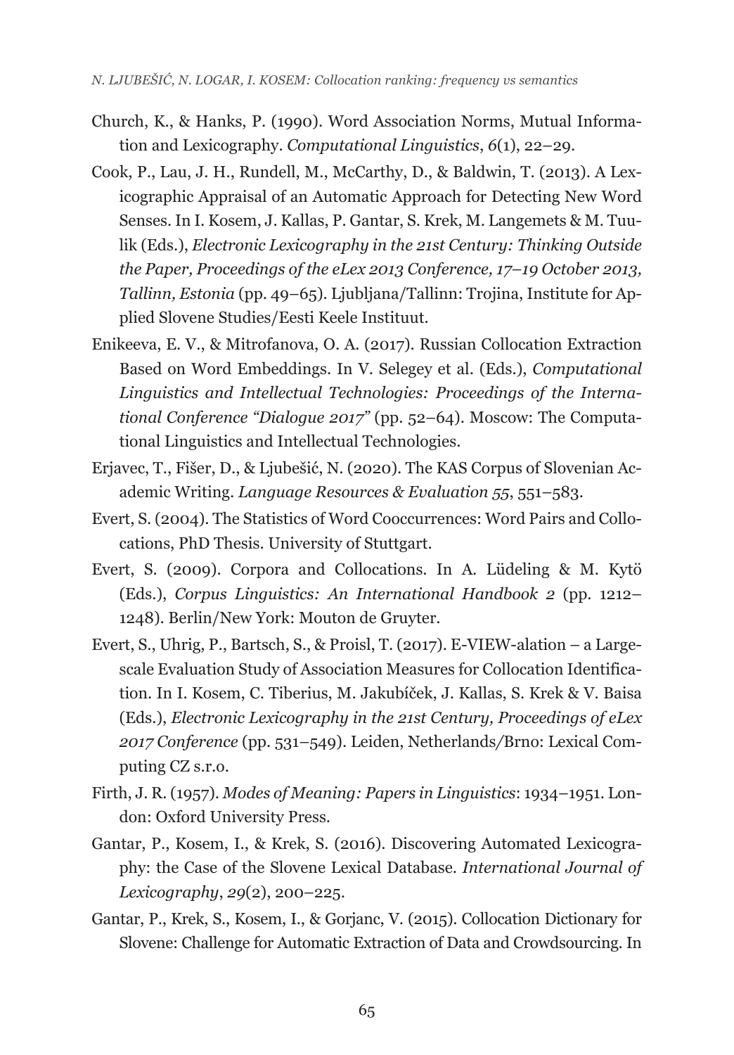Church, K., & Hanks, P. (1990). Word Association Norms, Mutual Information and Lexicography. *Computational Linguistics*, *6*(1), 22–29.

Cook, P., Lau, J. H., Rundell, M., McCarthy, D., & Baldwin, T. (2013). A Lexicographic Appraisal of an Automatic Approach for Detecting New Word Senses. In I. Kosem, J. Kallas, P. Gantar, S. Krek, M. Langemets & M. Tuulik (Eds.), *Electronic Lexicography in the 21st Century: Thinking Outside the Paper, Proceedings of the eLex 2013 Conference, 17–19 October 2013, Tallinn, Estonia* (pp. 49–65). Ljubljana/Tallinn: Trojina, Institute for Applied Slovene Studies/Eesti Keele Instituut.

Enikeeva, E. V., & Mitrofanova, O. A. (2017). Russian Collocation Extraction Based on Word Embeddings. In V. Selegey et al. (Eds.), *Computational Linguistics and Intellectual Technologies: Proceedings of the International Conference "Dialogue 2017"* (pp. 52–64). Moscow: The Computational Linguistics and Intellectual Technologies.

Erjavec, T., Fišer, D., & Ljubešić, N. (2020). The KAS Corpus of Slovenian Academic Writing. *Language Resources & Evaluation 55*, 551–583.

Evert, S. (2004). The Statistics of Word Cooccurrences: Word Pairs and Collocations, PhD Thesis. University of Stuttgart.

Evert, S. (2009). Corpora and Collocations. In A. Lüdeling & M. Kytö (Eds.), *Corpus Linguistics: An International Handbook 2* (pp. 1212–1248). Berlin/New York: Mouton de Gruyter.

Evert, S., Uhrig, P., Bartsch, S., & Proisl, T. (2017). E-VIEW-alation – a Large-scale Evaluation Study of Association Measures for Collocation Identification. In I. Kosem, C. Tiberius, M. Jakubíček, J. Kallas, S. Krek & V. Baisa (Eds.), *Electronic Lexicography in the 21st Century, Proceedings of eLex 2017 Conference* (pp. 531–549). Leiden, Netherlands/Brno: Lexical Computing CZ s.r.o.

Firth, J. R. (1957). *Modes of Meaning: Papers in Linguistics*: 1934–1951. London: Oxford University Press.

Gantar, P., Kosem, I., & Krek, S. (2016). Discovering Automated Lexicography: the Case of the Slovene Lexical Database. *International Journal of Lexicography*, *29*(2), 200–225.

Gantar, P., Krek, S., Kosem, I., & Gorjanc, V. (2015). Collocation Dictionary for Slovene: Challenge for Automatic Extraction of Data and Crowdsourcing. In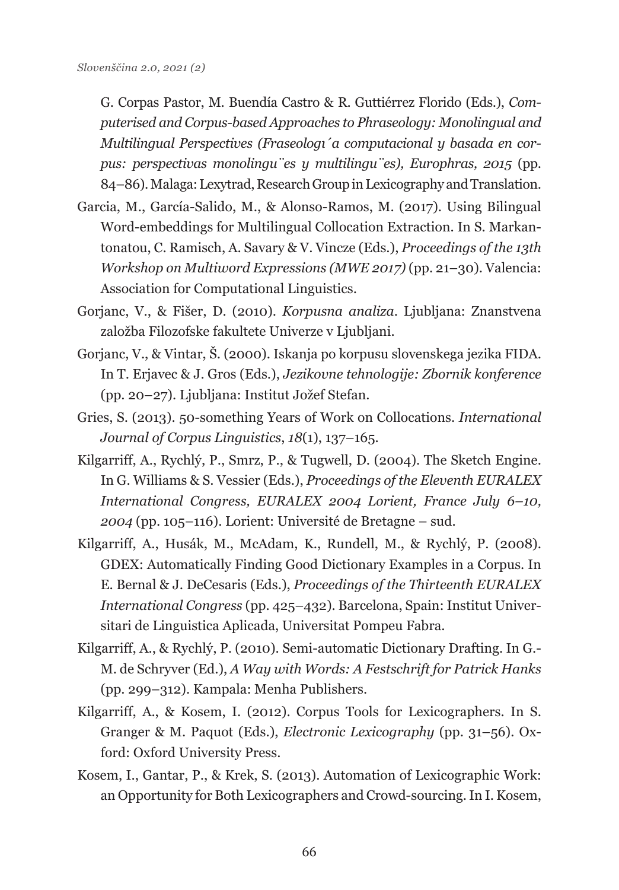G. Corpas Pastor, M. Buendía Castro & R. Guttiérrez Florido (Eds.), *Computerised and Corpus-based Approaches to Phraseology: Monolingual and Multilingual Perspectives (Fraseologı ́a computacional y basada en corpus: perspectivas monolingu ̈es y multilingu ̈es), Europhras, 2015* (pp. 84–86). Malaga: Lexytrad, Research Group in Lexicography and Translation.

Garcia, M., García-Salido, M., & Alonso-Ramos, M. (2017). Using Bilingual Word-embeddings for Multilingual Collocation Extraction. In S. Markantonatou, C. Ramisch, A. Savary & V. Vincze (Eds.), *Proceedings of the 13th Workshop on Multiword Expressions (MWE 2017)* (pp. 21–30). Valencia: Association for Computational Linguistics.

Gorjanc, V., & Fišer, D. (2010). *Korpusna analiza*. Ljubljana: Znanstvena založba Filozofske fakultete Univerze v Ljubljani.

Gorjanc, V., & Vintar, Š. (2000). Iskanja po korpusu slovenskega jezika FIDA. In T. Erjavec & J. Gros (Eds.), *Jezikovne tehnologije: Zbornik konference* (pp. 20–27). Ljubljana: Institut Jožef Stefan.

Gries, S. (2013). 50-something Years of Work on Collocations. *International Journal of Corpus Linguistics*, *18*(1), 137–165.

Kilgarriff, A., Rychlý, P., Smrz, P., & Tugwell, D. (2004). The Sketch Engine. In G. Williams & S. Vessier (Eds.), *Proceedings of the Eleventh EURALEX International Congress, EURALEX 2004 Lorient, France July 6–10, 2004* (pp. 105–116). Lorient: Université de Bretagne – sud.

Kilgarriff, A., Husák, M., McAdam, K., Rundell, M., & Rychlý, P. (2008). GDEX: Automatically Finding Good Dictionary Examples in a Corpus. In E. Bernal & J. DeCesaris (Eds.), *Proceedings of the Thirteenth EURALEX International Congress* (pp. 425–432). Barcelona, Spain: Institut Universitari de Linguistica Aplicada, Universitat Pompeu Fabra.

Kilgarriff, A., & Rychlý, P. (2010). Semi-automatic Dictionary Drafting. In G.-M. de Schryver (Ed.), *A Way with Words: A Festschrift for Patrick Hanks* (pp. 299–312). Kampala: Menha Publishers.

Kilgarriff, A., & Kosem, I. (2012). Corpus Tools for Lexicographers. In S. Granger & M. Paquot (Eds.), *Electronic Lexicography* (pp. 31–56). Oxford: Oxford University Press.

Kosem, I., Gantar, P., & Krek, S. (2013). Automation of Lexicographic Work: an Opportunity for Both Lexicographers and Crowd-sourcing. In I. Kosem,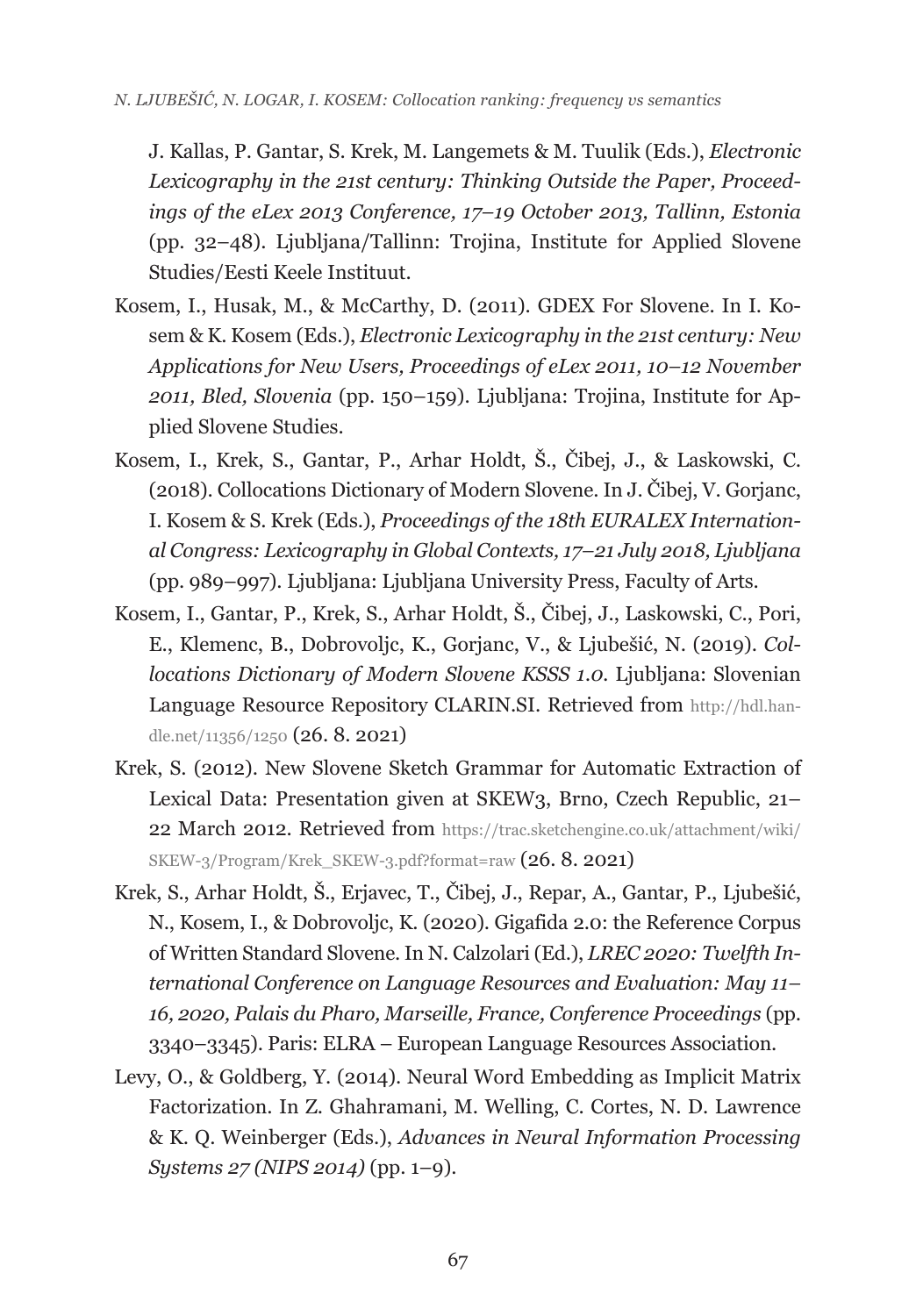J. Kallas, P. Gantar, S. Krek, M. Langemets & M. Tuulik (Eds.), *Electronic Lexicography in the 21st century: Thinking Outside the Paper, Proceedings of the eLex 2013 Conference, 17–19 October 2013, Tallinn, Estonia* (pp. 32–48). Ljubljana/Tallinn: Trojina, Institute for Applied Slovene Studies/Eesti Keele Instituut.

Kosem, I., Husak, M., & McCarthy, D. (2011). GDEX For Slovene. In I. Kosem & K. Kosem (Eds.), *Electronic Lexicography in the 21st century: New Applications for New Users, Proceedings of eLex 2011, 10–12 November 2011, Bled, Slovenia* (pp. 150–159). Ljubljana: Trojina, Institute for Applied Slovene Studies.

Kosem, I., Krek, S., Gantar, P., Arhar Holdt, Š., Čibej, J., & Laskowski, C. (2018). Collocations Dictionary of Modern Slovene. In J. Čibej, V. Gorjanc, I. Kosem & S. Krek (Eds.), *Proceedings of the 18th EURALEX International Congress: Lexicography in Global Contexts, 17–21 July 2018, Ljubljana* (pp. 989–997). Ljubljana: Ljubljana University Press, Faculty of Arts.

Kosem, I., Gantar, P., Krek, S., Arhar Holdt, Š., Čibej, J., Laskowski, C., Pori, E., Klemenc, B., Dobrovoljc, K., Gorjanc, V., & Ljubešić, N. (2019). *Collocations Dictionary of Modern Slovene KSSS 1.0*. Ljubljana: Slovenian Language Resource Repository CLARIN.SI. Retrieved from http://hdl.handle.net/11356/1250 (26. 8. 2021)

Krek, S. (2012). New Slovene Sketch Grammar for Automatic Extraction of Lexical Data: Presentation given at SKEW3, Brno, Czech Republic, 21–22 March 2012. Retrieved from https://trac.sketchengine.co.uk/attachment/wiki/SKEW-3/Program/Krek_SKEW-3.pdf?format=raw (26. 8. 2021)

Krek, S., Arhar Holdt, Š., Erjavec, T., Čibej, J., Repar, A., Gantar, P., Ljubešić, N., Kosem, I., & Dobrovoljc, K. (2020). Gigafida 2.0: the Reference Corpus of Written Standard Slovene. In N. Calzolari (Ed.), *LREC 2020: Twelfth International Conference on Language Resources and Evaluation: May 11–16, 2020, Palais du Pharo, Marseille, France, Conference Proceedings* (pp. 3340–3345). Paris: ELRA – European Language Resources Association.

Levy, O., & Goldberg, Y. (2014). Neural Word Embedding as Implicit Matrix Factorization. In Z. Ghahramani, M. Welling, C. Cortes, N. D. Lawrence & K. Q. Weinberger (Eds.), *Advances in Neural Information Processing Systems 27 (NIPS 2014)* (pp. 1–9).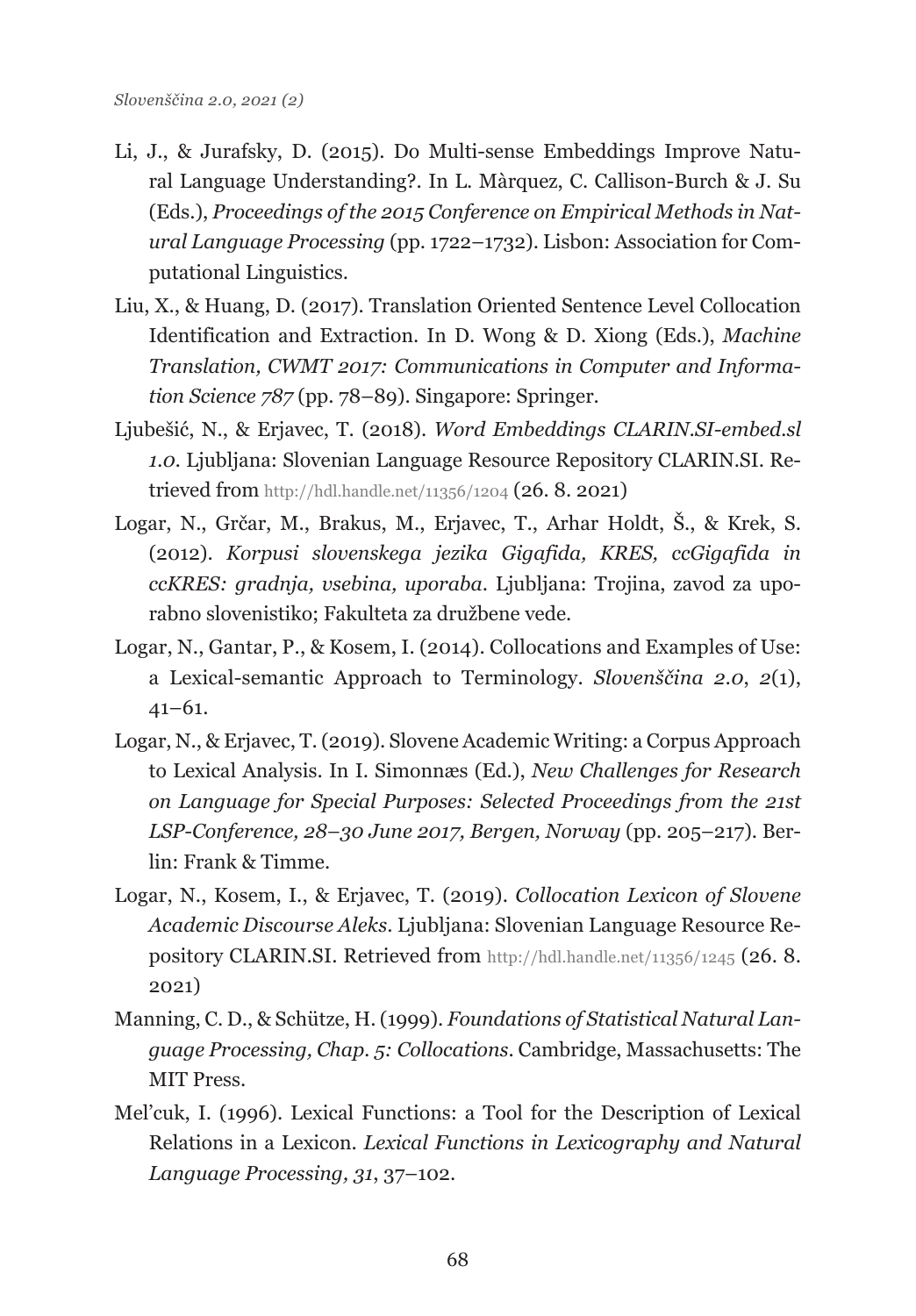Li, J., & Jurafsky, D. (2015). Do Multi-sense Embeddings Improve Natural Language Understanding?. In L. Màrquez, C. Callison-Burch & J. Su (Eds.), *Proceedings of the 2015 Conference on Empirical Methods in Natural Language Processing* (pp. 1722–1732). Lisbon: Association for Computational Linguistics.

Liu, X., & Huang, D. (2017). Translation Oriented Sentence Level Collocation Identification and Extraction. In D. Wong & D. Xiong (Eds.), *Machine Translation, CWMT 2017: Communications in Computer and Information Science 787* (pp. 78–89). Singapore: Springer.

Ljubešić, N., & Erjavec, T. (2018). *Word Embeddings CLARIN.SI-embed.sl 1.0*. Ljubljana: Slovenian Language Resource Repository CLARIN.SI. Retrieved from http://hdl.handle.net/11356/1204 (26. 8. 2021)

Logar, N., Grčar, M., Brakus, M., Erjavec, T., Arhar Holdt, Š., & Krek, S. (2012). *Korpusi slovenskega jezika Gigafida, KRES, ccGigafida in ccKRES: gradnja, vsebina, uporaba*. Ljubljana: Trojina, zavod za uporabno slovenistiko; Fakulteta za družbene vede.

Logar, N., Gantar, P., & Kosem, I. (2014). Collocations and Examples of Use: a Lexical-semantic Approach to Terminology. *Slovenščina 2.0*, *2*(1), 41–61.

Logar, N., & Erjavec, T. (2019). Slovene Academic Writing: a Corpus Approach to Lexical Analysis. In I. Simonnæs (Ed.), *New Challenges for Research on Language for Special Purposes: Selected Proceedings from the 21st LSP-Conference, 28–30 June 2017, Bergen, Norway* (pp. 205–217). Berlin: Frank & Timme.

Logar, N., Kosem, I., & Erjavec, T. (2019). *Collocation Lexicon of Slovene Academic Discourse Aleks*. Ljubljana: Slovenian Language Resource Repository CLARIN.SI. Retrieved from http://hdl.handle.net/11356/1245 (26. 8. 2021)

Manning, C. D., & Schütze, H. (1999). *Foundations of Statistical Natural Language Processing, Chap. 5: Collocations*. Cambridge, Massachusetts: The MIT Press.

Mel'cuk, I. (1996). Lexical Functions: a Tool for the Description of Lexical Relations in a Lexicon. *Lexical Functions in Lexicography and Natural Language Processing, 31*, 37–102.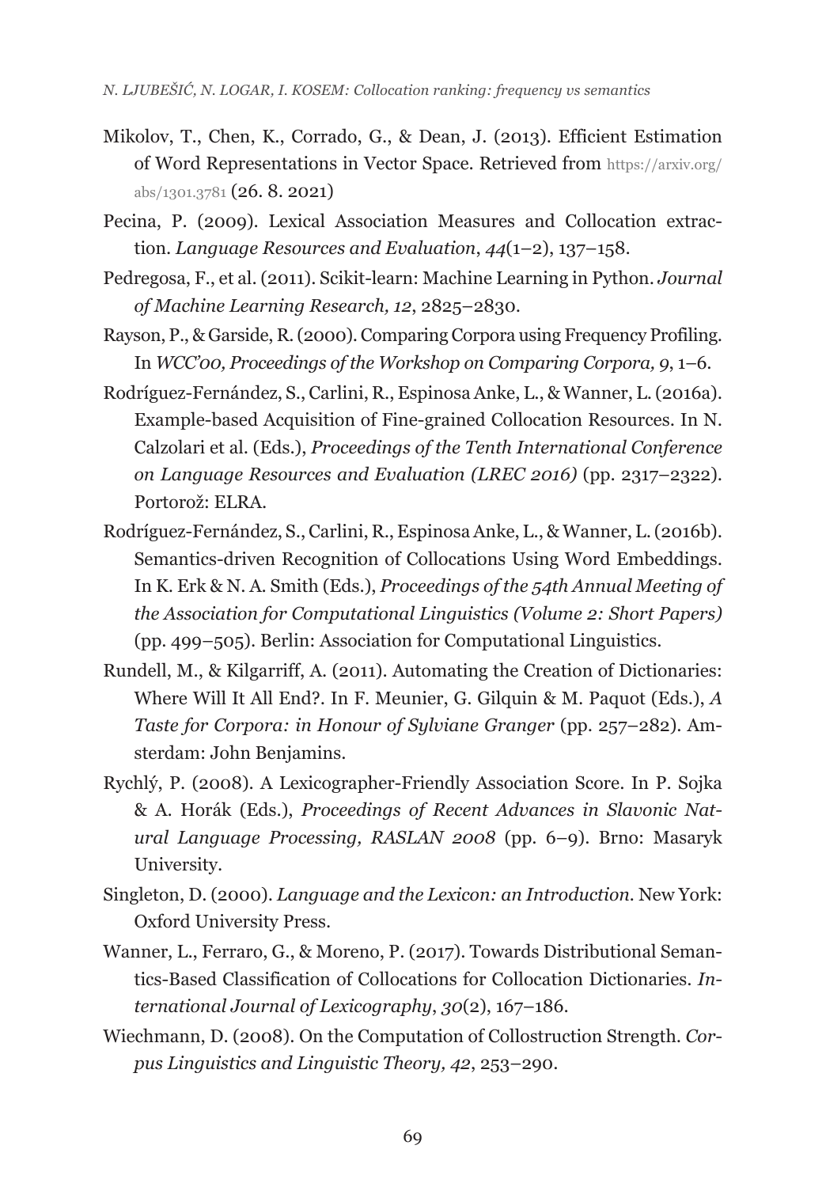Mikolov, T., Chen, K., Corrado, G., & Dean, J. (2013). Efficient Estimation of Word Representations in Vector Space. Retrieved from https://arxiv.org/abs/1301.3781 (26. 8. 2021)

Pecina, P. (2009). Lexical Association Measures and Collocation extraction. *Language Resources and Evaluation*, *44*(1–2), 137–158.

Pedregosa, F., et al. (2011). Scikit-learn: Machine Learning in Python. *Journal of Machine Learning Research, 12*, 2825–2830.

Rayson, P., & Garside, R. (2000). Comparing Corpora using Frequency Profiling. In *WCC'00, Proceedings of the Workshop on Comparing Corpora, 9*, 1–6.

Rodríguez-Fernández, S., Carlini, R., Espinosa Anke, L., & Wanner, L. (2016a). Example-based Acquisition of Fine-grained Collocation Resources. In N. Calzolari et al. (Eds.), *Proceedings of the Tenth International Conference on Language Resources and Evaluation (LREC 2016)* (pp. 2317–2322). Portorož: ELRA.

Rodríguez-Fernández, S., Carlini, R., Espinosa Anke, L., & Wanner, L. (2016b). Semantics-driven Recognition of Collocations Using Word Embeddings. In K. Erk & N. A. Smith (Eds.), *Proceedings of the 54th Annual Meeting of the Association for Computational Linguistics (Volume 2: Short Papers)* (pp. 499–505). Berlin: Association for Computational Linguistics.

Rundell, M., & Kilgarriff, A. (2011). Automating the Creation of Dictionaries: Where Will It All End?. In F. Meunier, G. Gilquin & M. Paquot (Eds.), *A Taste for Corpora: in Honour of Sylviane Granger* (pp. 257–282). Amsterdam: John Benjamins.

Rychlý, P. (2008). A Lexicographer-Friendly Association Score. In P. Sojka & A. Horák (Eds.), *Proceedings of Recent Advances in Slavonic Natural Language Processing, RASLAN 2008* (pp. 6–9). Brno: Masaryk University.

Singleton, D. (2000). *Language and the Lexicon: an Introduction*. New York: Oxford University Press.

Wanner, L., Ferraro, G., & Moreno, P. (2017). Towards Distributional Semantics-Based Classification of Collocations for Collocation Dictionaries. *International Journal of Lexicography*, *30*(2), 167–186.

Wiechmann, D. (2008). On the Computation of Collostruction Strength. *Corpus Linguistics and Linguistic Theory, 42*, 253–290.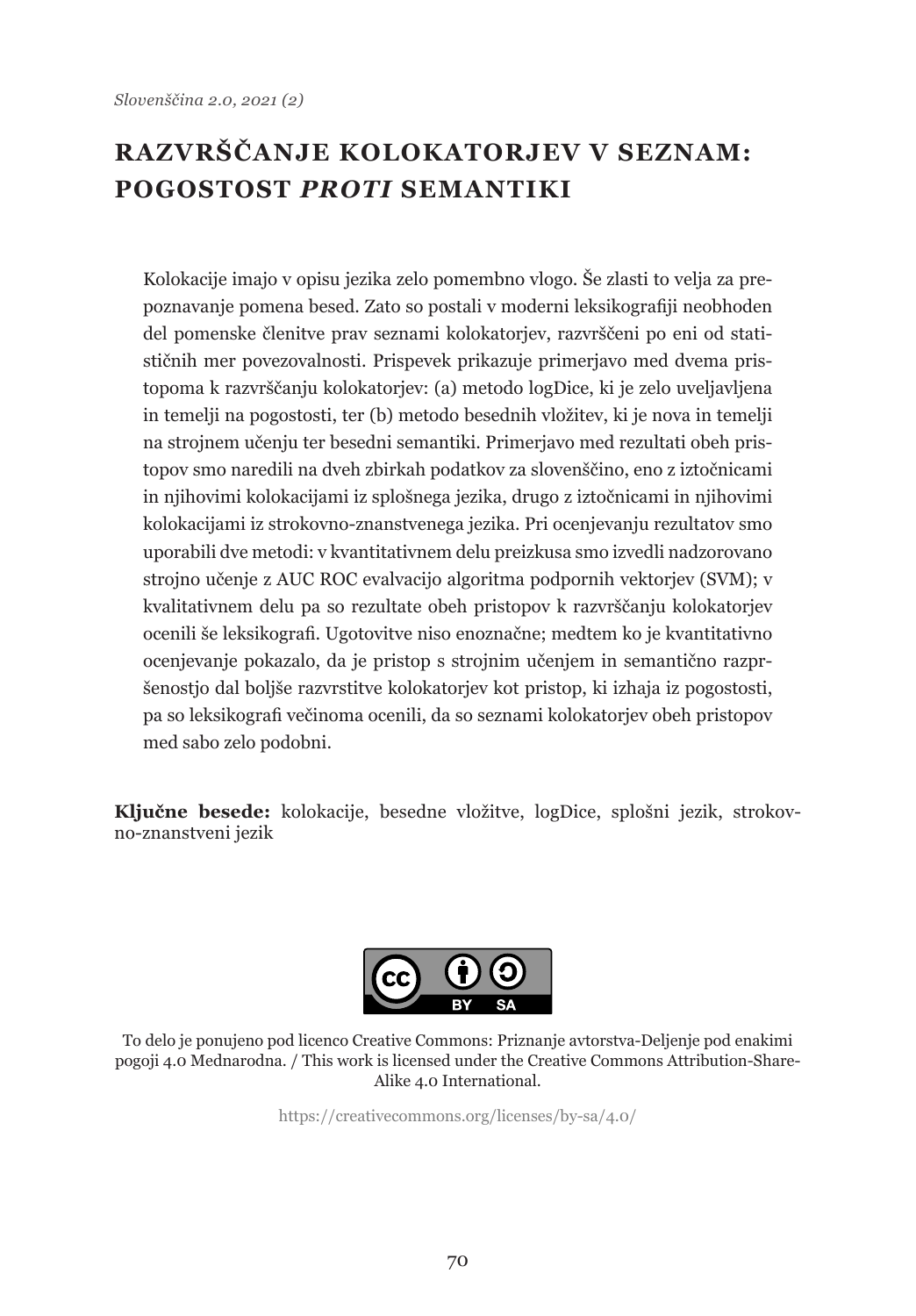# RAZVRŠČANJE KOLOKATORJEV V SEZNAM: POGOSTOST *PROTI* SEMANTIKI

Kolokacije imajo v opisu jezika zelo pomembno vlogo. Še zlasti to velja za prepoznavanje pomena besed. Zato so postali v moderni leksikografiji neobhoden del pomenske členitve prav seznami kolokatorjev, razvrščeni po eni od statističnih mer povezovalnosti. Prispevek prikazuje primerjavo med dvema pristopoma k razvrščanju kolokatorjev: (a) metodo logDice, ki je zelo uveljavljena in temelji na pogostosti, ter (b) metodo besednih vložitev, ki je nova in temelji na strojnem učenju ter besedni semantiki. Primerjavo med rezultati obeh pristopov smo naredili na dveh zbirkah podatkov za slovenščino, eno z iztočnicami in njihovimi kolokacijami iz splošnega jezika, drugo z iztočnicami in njihovimi kolokacijami iz strokovno-znanstvenega jezika. Pri ocenjevanju rezultatov smo uporabili dve metodi: v kvantitativnem delu preizkusa smo izvedli nadzorovano strojno učenje z AUC ROC evalvacijo algoritma podpornih vektorjev (SVM); v kvalitativnem delu pa so rezultate obeh pristopov k razvrščanju kolokatorjev ocenili še leksikografi. Ugotovitve niso enoznačne; medtem ko je kvantitativno ocenjevanje pokazalo, da je pristop s strojnim učenjem in semantično razpršenostjo dal boljše razvrstitve kolokatorjev kot pristop, ki izhaja iz pogostosti, pa so leksikografi večinoma ocenili, da so seznami kolokatorjev obeh pristopov med sabo zelo podobni.

**Ključne besede:** kolokacije, besedne vložitve, logDice, splošni jezik, strokovno-znanstveni jezik

To delo je ponujeno pod licenco Creative Commons: Priznanje avtorstva-Deljenje pod enakimi pogoji 4.0 Mednarodna. / This work is licensed under the Creative Commons Attribution-Share-Alike 4.0 International.

https://creativecommons.org/licenses/by-sa/4.0/